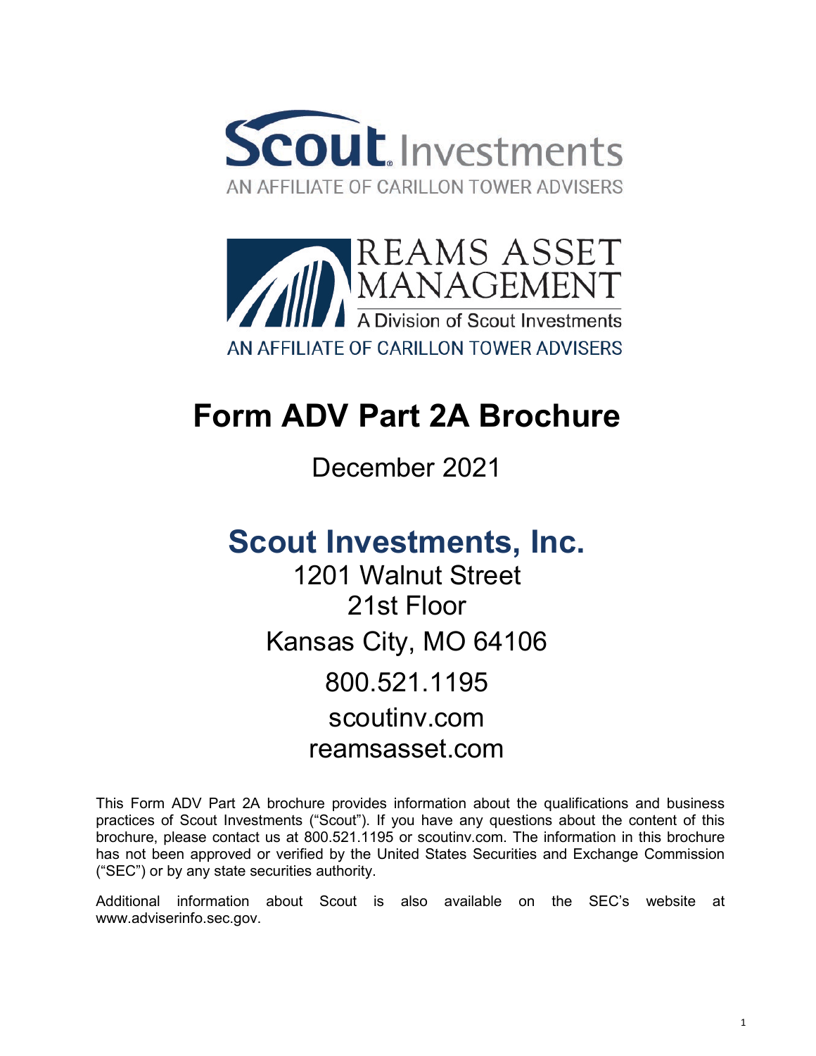Scout Investments

AN AFFILIATE OF CARILLON TOWER ADVISERS

REAMS ASSET MANAGEMENT

A Division of Scout Investments

AN AFFILIATE OF CARILLON TOWER ADVISERS

# Form ADV Part 2A Brochure

December 2021

## Scout Investments, Inc.

1201 Walnut Street
21st Floor
Kansas City, MO 64106
800.521.1195
scoutinv.com
reamsasset.com

This Form ADV Part 2A brochure provides information about the qualifications and business practices of Scout Investments ("Scout"). If you have any questions about the content of this brochure, please contact us at 800.521.1195 or scoutinv.com. The information in this brochure has not been approved or verified by the United States Securities and Exchange Commission ("SEC") or by any state securities authority.

Additional information about Scout is also available on the SEC's website at www.adviserinfo.sec.gov.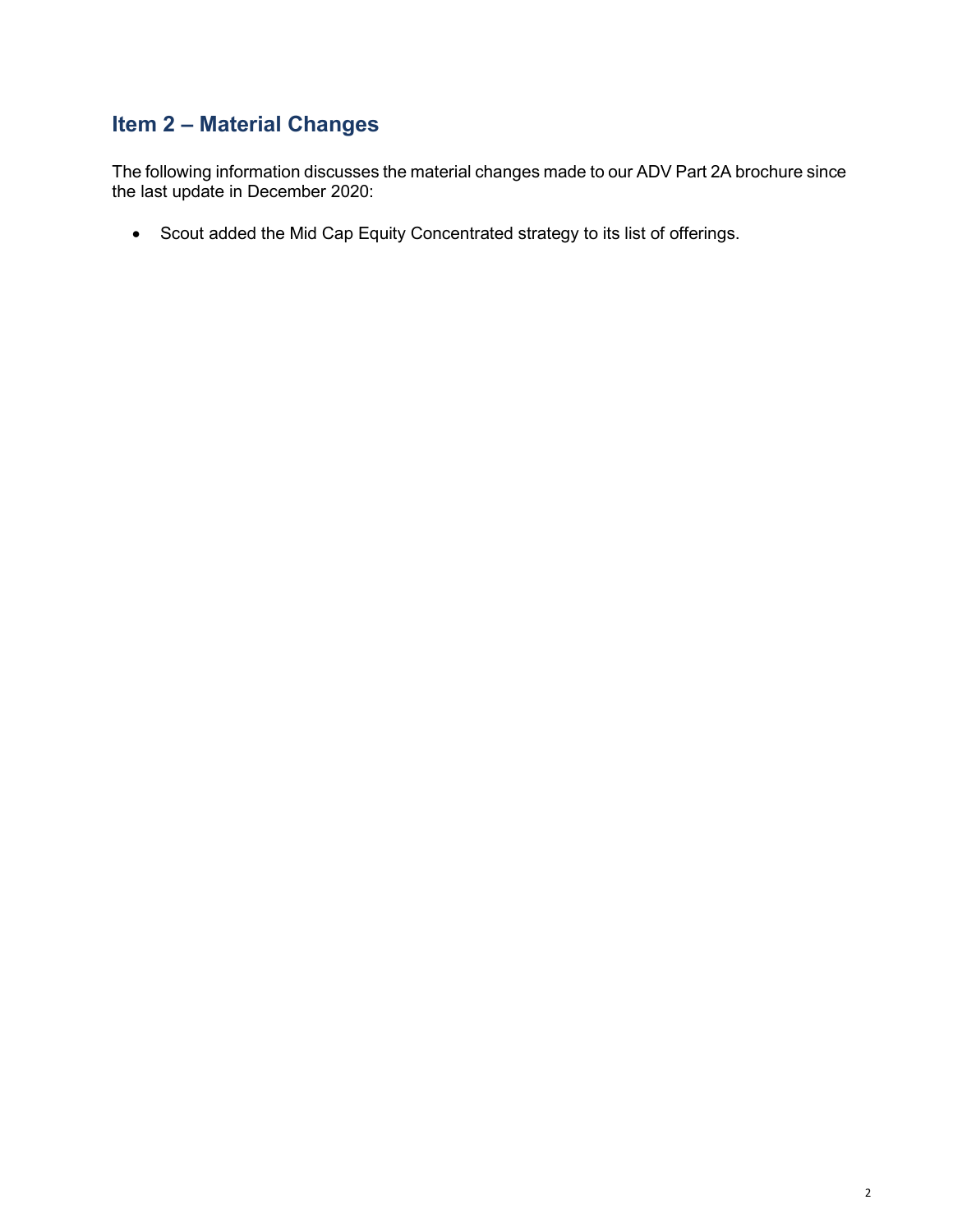## Item 2 – Material Changes

The following information discusses the material changes made to our ADV Part 2A brochure since the last update in December 2020:

- Scout added the Mid Cap Equity Concentrated strategy to its list of offerings.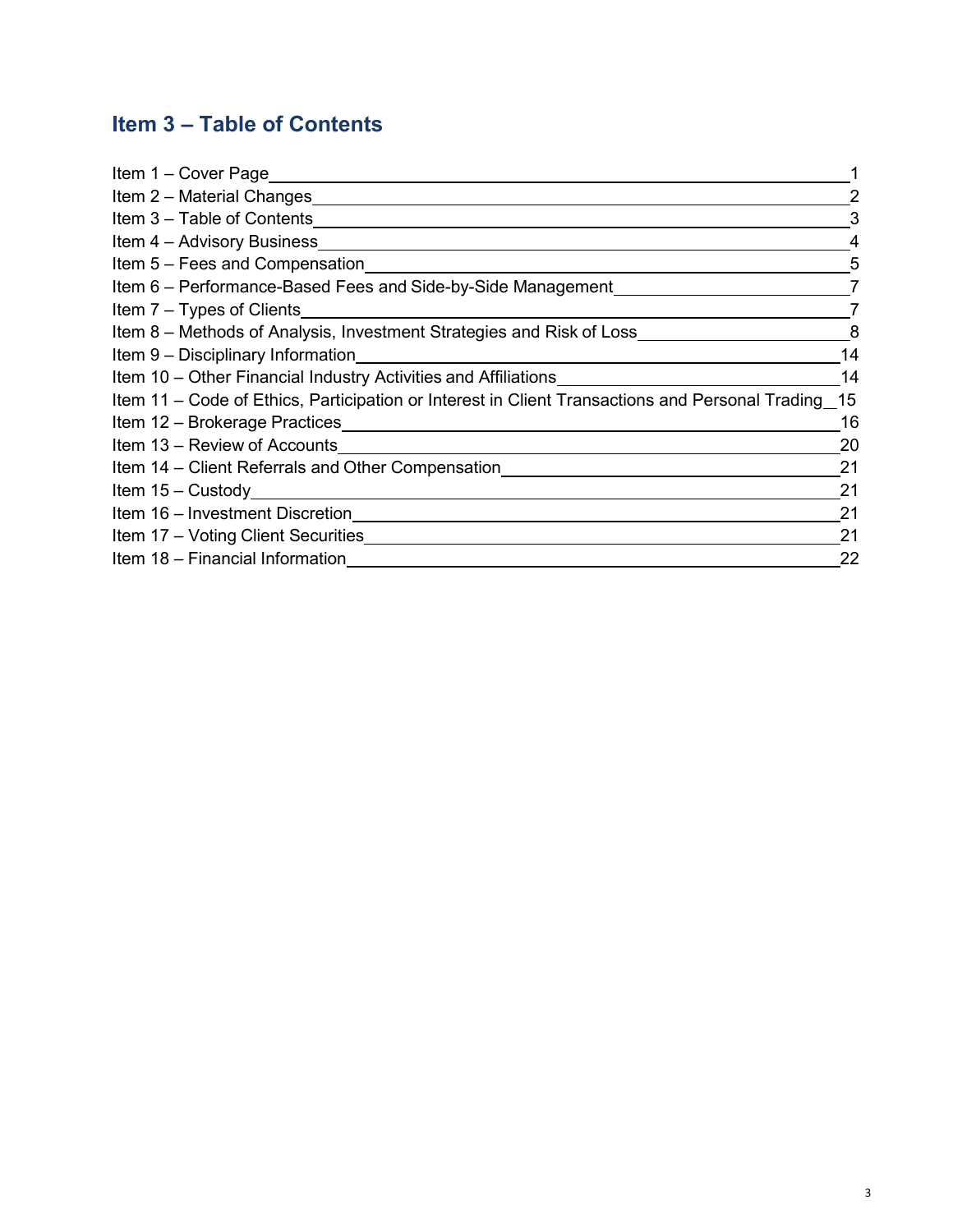## Item 3 – Table of Contents

| | |
|---|---|
| Item 1 – Cover Page | 1 |
| Item 2 – Material Changes | 2 |
| Item 3 – Table of Contents | 3 |
| Item 4 – Advisory Business | 4 |
| Item 5 – Fees and Compensation | 5 |
| Item 6 – Performance-Based Fees and Side-by-Side Management | 7 |
| Item 7 – Types of Clients | 7 |
| Item 8 – Methods of Analysis, Investment Strategies and Risk of Loss | 8 |
| Item 9 – Disciplinary Information | 14 |
| Item 10 – Other Financial Industry Activities and Affiliations | 14 |
| Item 11 – Code of Ethics, Participation or Interest in Client Transactions and Personal Trading | 15 |
| Item 12 – Brokerage Practices | 16 |
| Item 13 – Review of Accounts | 20 |
| Item 14 – Client Referrals and Other Compensation | 21 |
| Item 15 – Custody | 21 |
| Item 16 – Investment Discretion | 21 |
| Item 17 – Voting Client Securities | 21 |
| Item 18 – Financial Information | 22 |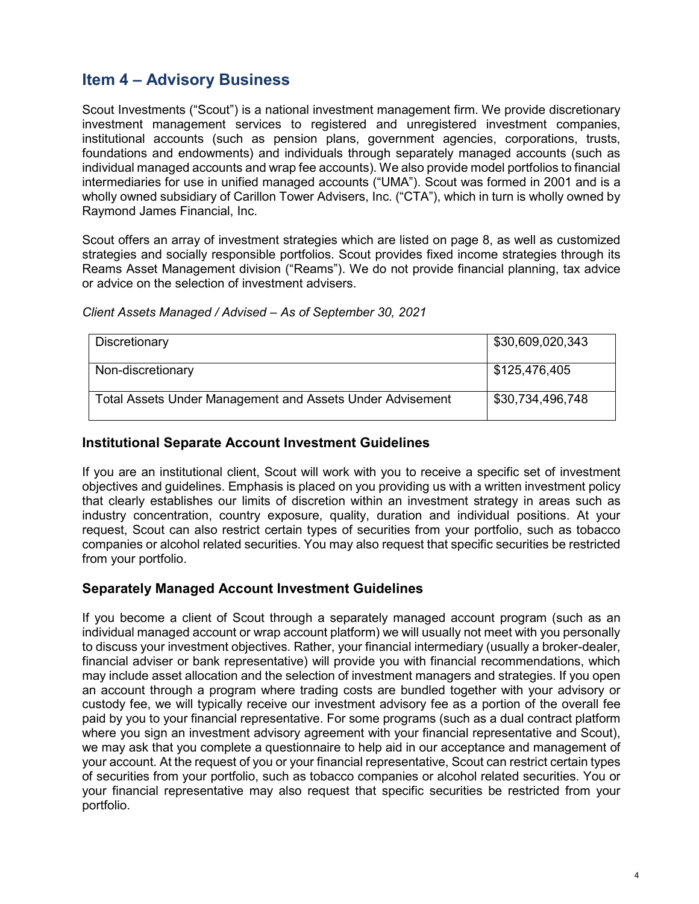## Item 4 – Advisory Business

Scout Investments ("Scout") is a national investment management firm. We provide discretionary investment management services to registered and unregistered investment companies, institutional accounts (such as pension plans, government agencies, corporations, trusts, foundations and endowments) and individuals through separately managed accounts (such as individual managed accounts and wrap fee accounts). We also provide model portfolios to financial intermediaries for use in unified managed accounts ("UMA"). Scout was formed in 2001 and is a wholly owned subsidiary of Carillon Tower Advisers, Inc. ("CTA"), which in turn is wholly owned by Raymond James Financial, Inc.

Scout offers an array of investment strategies which are listed on page 8, as well as customized strategies and socially responsible portfolios. Scout provides fixed income strategies through its Reams Asset Management division ("Reams"). We do not provide financial planning, tax advice or advice on the selection of investment advisers.

*Client Assets Managed / Advised – As of September 30, 2021*

| | |
|---|---|
| Discretionary | \$30,609,020,343 |
| Non-discretionary | \$125,476,405 |
| Total Assets Under Management and Assets Under Advisement | \$30,734,496,748 |

### Institutional Separate Account Investment Guidelines

If you are an institutional client, Scout will work with you to receive a specific set of investment objectives and guidelines. Emphasis is placed on you providing us with a written investment policy that clearly establishes our limits of discretion within an investment strategy in areas such as industry concentration, country exposure, quality, duration and individual positions. At your request, Scout can also restrict certain types of securities from your portfolio, such as tobacco companies or alcohol related securities. You may also request that specific securities be restricted from your portfolio.

### Separately Managed Account Investment Guidelines

If you become a client of Scout through a separately managed account program (such as an individual managed account or wrap account platform) we will usually not meet with you personally to discuss your investment objectives. Rather, your financial intermediary (usually a broker-dealer, financial adviser or bank representative) will provide you with financial recommendations, which may include asset allocation and the selection of investment managers and strategies. If you open an account through a program where trading costs are bundled together with your advisory or custody fee, we will typically receive our investment advisory fee as a portion of the overall fee paid by you to your financial representative. For some programs (such as a dual contract platform where you sign an investment advisory agreement with your financial representative and Scout), we may ask that you complete a questionnaire to help aid in our acceptance and management of your account. At the request of you or your financial representative, Scout can restrict certain types of securities from your portfolio, such as tobacco companies or alcohol related securities. You or your financial representative may also request that specific securities be restricted from your portfolio.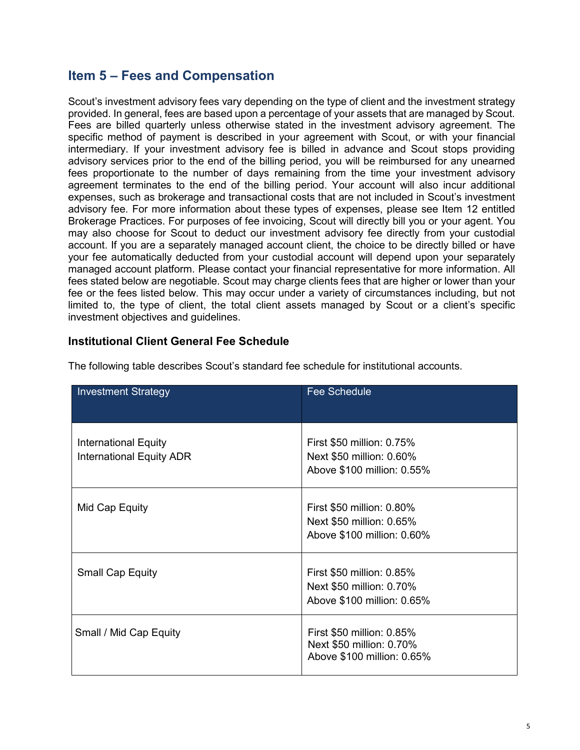## Item 5 – Fees and Compensation

Scout's investment advisory fees vary depending on the type of client and the investment strategy provided. In general, fees are based upon a percentage of your assets that are managed by Scout. Fees are billed quarterly unless otherwise stated in the investment advisory agreement. The specific method of payment is described in your agreement with Scout, or with your financial intermediary. If your investment advisory fee is billed in advance and Scout stops providing advisory services prior to the end of the billing period, you will be reimbursed for any unearned fees proportionate to the number of days remaining from the time your investment advisory agreement terminates to the end of the billing period. Your account will also incur additional expenses, such as brokerage and transactional costs that are not included in Scout's investment advisory fee. For more information about these types of expenses, please see Item 12 entitled Brokerage Practices. For purposes of fee invoicing, Scout will directly bill you or your agent. You may also choose for Scout to deduct our investment advisory fee directly from your custodial account. If you are a separately managed account client, the choice to be directly billed or have your fee automatically deducted from your custodial account will depend upon your separately managed account platform. Please contact your financial representative for more information. All fees stated below are negotiable. Scout may charge clients fees that are higher or lower than your fee or the fees listed below. This may occur under a variety of circumstances including, but not limited to, the type of client, the total client assets managed by Scout or a client's specific investment objectives and guidelines.

### Institutional Client General Fee Schedule

The following table describes Scout's standard fee schedule for institutional accounts.

| Investment Strategy | Fee Schedule |
|---|---|
| International Equity<br>International Equity ADR | First $50 million: 0.75%<br>Next $50 million: 0.60%<br>Above $100 million: 0.55% |
| Mid Cap Equity | First $50 million: 0.80%<br>Next $50 million: 0.65%<br>Above $100 million: 0.60% |
| Small Cap Equity | First $50 million: 0.85%<br>Next $50 million: 0.70%<br>Above $100 million: 0.65% |
| Small / Mid Cap Equity | First $50 million: 0.85%<br>Next $50 million: 0.70%<br>Above $100 million: 0.65% |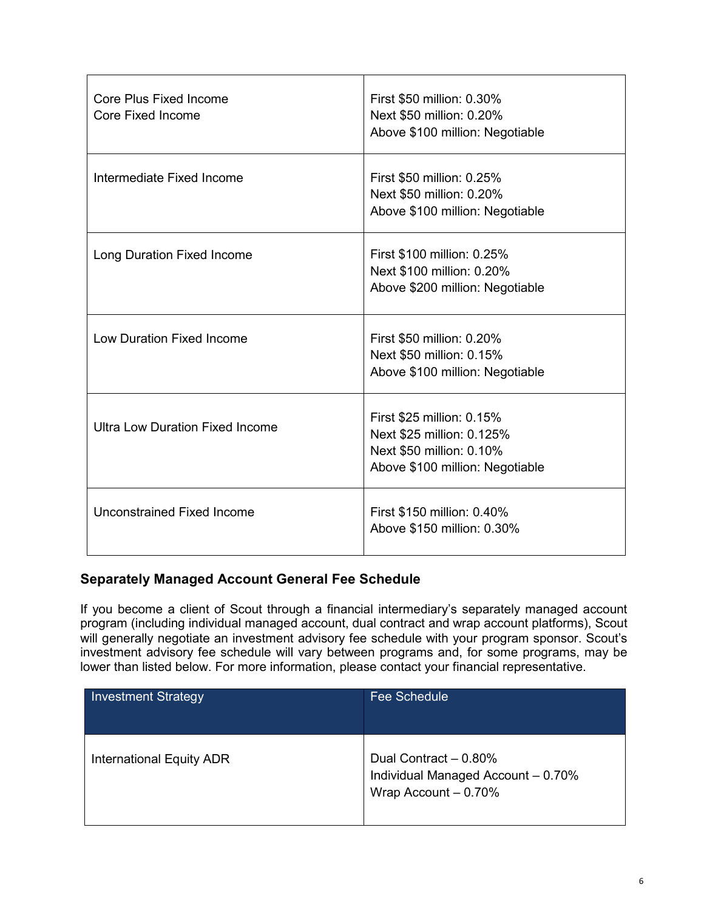| | |
|---|---|
| Core Plus Fixed Income<br>Core Fixed Income | First $50 million: 0.30%<br>Next $50 million: 0.20%<br>Above $100 million: Negotiable |
| Intermediate Fixed Income | First $50 million: 0.25%<br>Next $50 million: 0.20%<br>Above $100 million: Negotiable |
| Long Duration Fixed Income | First $100 million: 0.25%<br>Next $100 million: 0.20%<br>Above $200 million: Negotiable |
| Low Duration Fixed Income | First $50 million: 0.20%<br>Next $50 million: 0.15%<br>Above $100 million: Negotiable |
| Ultra Low Duration Fixed Income | First $25 million: 0.15%<br>Next $25 million: 0.125%<br>Next $50 million: 0.10%<br>Above $100 million: Negotiable |
| Unconstrained Fixed Income | First $150 million: 0.40%<br>Above $150 million: 0.30% |

### Separately Managed Account General Fee Schedule

If you become a client of Scout through a financial intermediary's separately managed account program (including individual managed account, dual contract and wrap account platforms), Scout will generally negotiate an investment advisory fee schedule with your program sponsor. Scout's investment advisory fee schedule will vary between programs and, for some programs, may be lower than listed below. For more information, please contact your financial representative.

| Investment Strategy | Fee Schedule |
|---|---|
| International Equity ADR | Dual Contract – 0.80%<br>Individual Managed Account – 0.70%<br>Wrap Account – 0.70% |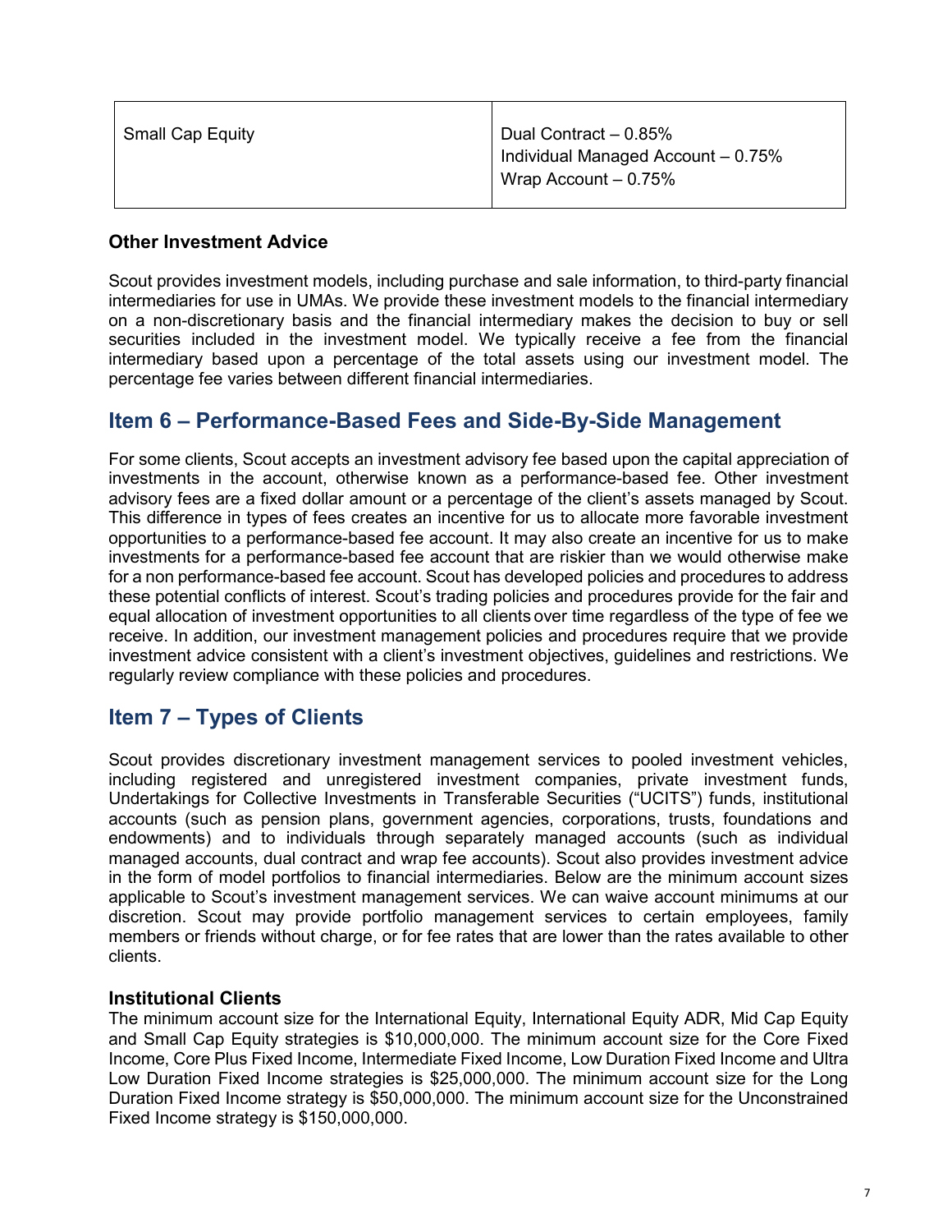| Small Cap Equity | Dual Contract – 0.85%<br>Individual Managed Account – 0.75%<br>Wrap Account – 0.75% |
|---|---|

**Other Investment Advice**

Scout provides investment models, including purchase and sale information, to third-party financial intermediaries for use in UMAs. We provide these investment models to the financial intermediary on a non-discretionary basis and the financial intermediary makes the decision to buy or sell securities included in the investment model. We typically receive a fee from the financial intermediary based upon a percentage of the total assets using our investment model. The percentage fee varies between different financial intermediaries.

## Item 6 – Performance-Based Fees and Side-By-Side Management

For some clients, Scout accepts an investment advisory fee based upon the capital appreciation of investments in the account, otherwise known as a performance-based fee. Other investment advisory fees are a fixed dollar amount or a percentage of the client's assets managed by Scout. This difference in types of fees creates an incentive for us to allocate more favorable investment opportunities to a performance-based fee account. It may also create an incentive for us to make investments for a performance-based fee account that are riskier than we would otherwise make for a non performance-based fee account. Scout has developed policies and procedures to address these potential conflicts of interest. Scout's trading policies and procedures provide for the fair and equal allocation of investment opportunities to all clients over time regardless of the type of fee we receive. In addition, our investment management policies and procedures require that we provide investment advice consistent with a client's investment objectives, guidelines and restrictions. We regularly review compliance with these policies and procedures.

## Item 7 – Types of Clients

Scout provides discretionary investment management services to pooled investment vehicles, including registered and unregistered investment companies, private investment funds, Undertakings for Collective Investments in Transferable Securities ("UCITS") funds, institutional accounts (such as pension plans, government agencies, corporations, trusts, foundations and endowments) and to individuals through separately managed accounts (such as individual managed accounts, dual contract and wrap fee accounts). Scout also provides investment advice in the form of model portfolios to financial intermediaries. Below are the minimum account sizes applicable to Scout's investment management services. We can waive account minimums at our discretion. Scout may provide portfolio management services to certain employees, family members or friends without charge, or for fee rates that are lower than the rates available to other clients.

**Institutional Clients**

The minimum account size for the International Equity, International Equity ADR, Mid Cap Equity and Small Cap Equity strategies is $10,000,000. The minimum account size for the Core Fixed Income, Core Plus Fixed Income, Intermediate Fixed Income, Low Duration Fixed Income and Ultra Low Duration Fixed Income strategies is $25,000,000. The minimum account size for the Long Duration Fixed Income strategy is $50,000,000. The minimum account size for the Unconstrained Fixed Income strategy is $150,000,000.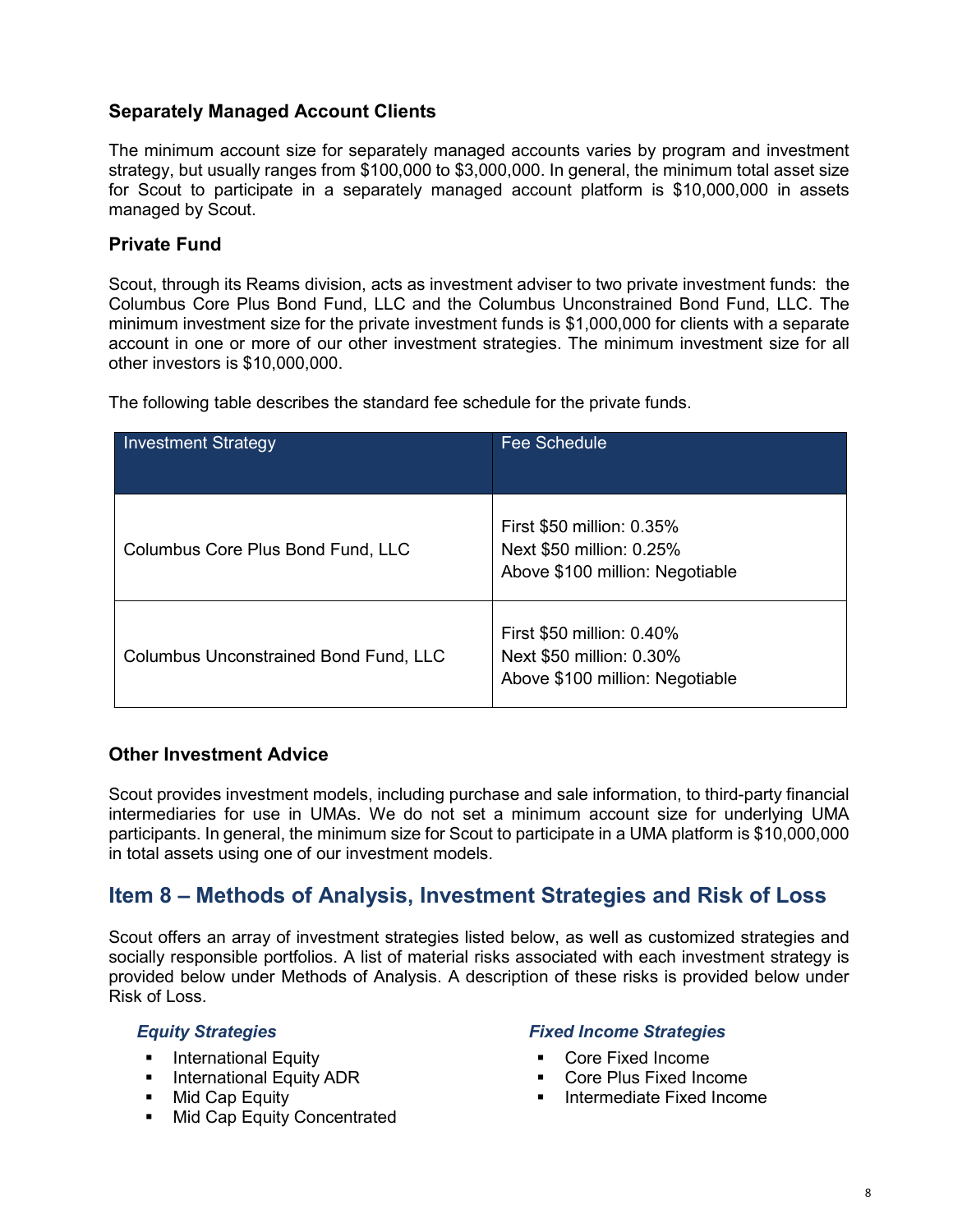### Separately Managed Account Clients

The minimum account size for separately managed accounts varies by program and investment strategy, but usually ranges from $100,000 to $3,000,000. In general, the minimum total asset size for Scout to participate in a separately managed account platform is $10,000,000 in assets managed by Scout.

### Private Fund

Scout, through its Reams division, acts as investment adviser to two private investment funds: the Columbus Core Plus Bond Fund, LLC and the Columbus Unconstrained Bond Fund, LLC. The minimum investment size for the private investment funds is $1,000,000 for clients with a separate account in one or more of our other investment strategies. The minimum investment size for all other investors is $10,000,000.

The following table describes the standard fee schedule for the private funds.

| Investment Strategy | Fee Schedule |
| --- | --- |
| Columbus Core Plus Bond Fund, LLC | First $50 million: 0.35%<br>Next $50 million: 0.25%<br>Above $100 million: Negotiable |
| Columbus Unconstrained Bond Fund, LLC | First $50 million: 0.40%<br>Next $50 million: 0.30%<br>Above $100 million: Negotiable |

### Other Investment Advice

Scout provides investment models, including purchase and sale information, to third-party financial intermediaries for use in UMAs. We do not set a minimum account size for underlying UMA participants. In general, the minimum size for Scout to participate in a UMA platform is $10,000,000 in total assets using one of our investment models.

## Item 8 – Methods of Analysis, Investment Strategies and Risk of Loss

Scout offers an array of investment strategies listed below, as well as customized strategies and socially responsible portfolios. A list of material risks associated with each investment strategy is provided below under Methods of Analysis. A description of these risks is provided below under Risk of Loss.

***Equity Strategies***

- International Equity
- International Equity ADR
- Mid Cap Equity
- Mid Cap Equity Concentrated

***Fixed Income Strategies***

- Core Fixed Income
- Core Plus Fixed Income
- Intermediate Fixed Income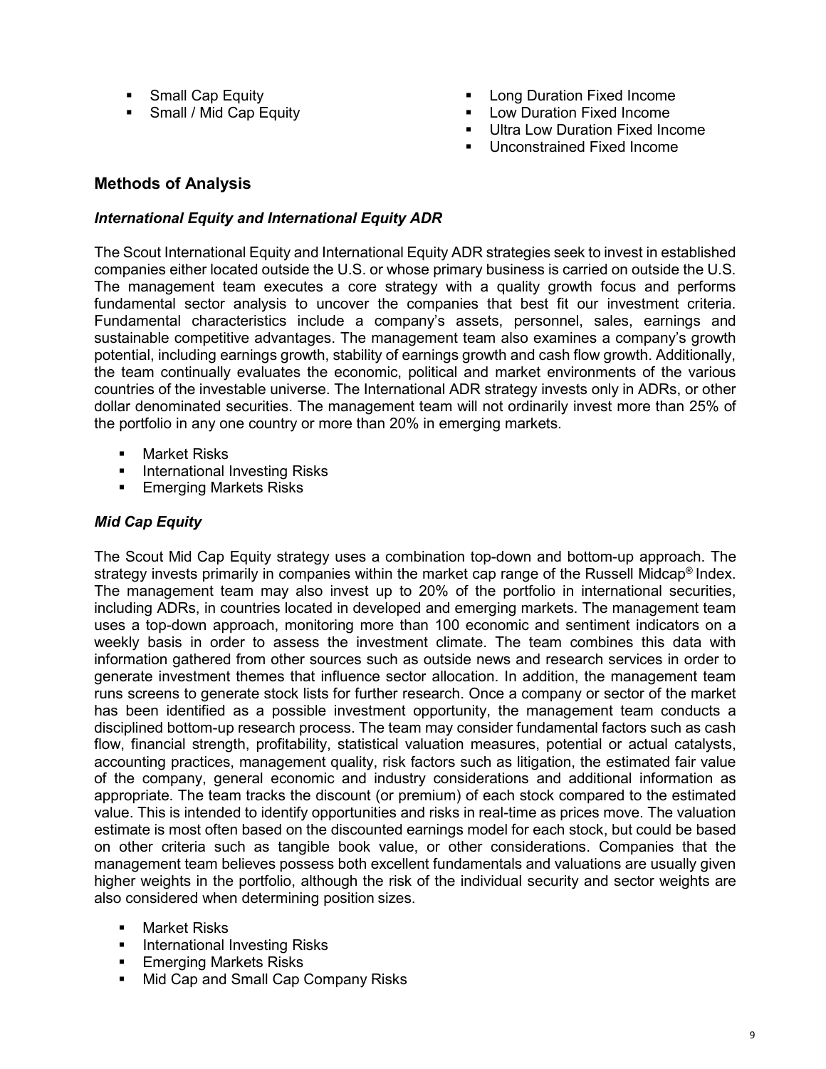- Small Cap Equity
- Small / Mid Cap Equity
- Long Duration Fixed Income
- Low Duration Fixed Income
- Ultra Low Duration Fixed Income
- Unconstrained Fixed Income

## Methods of Analysis

### *International Equity and International Equity ADR*

The Scout International Equity and International Equity ADR strategies seek to invest in established companies either located outside the U.S. or whose primary business is carried on outside the U.S. The management team executes a core strategy with a quality growth focus and performs fundamental sector analysis to uncover the companies that best fit our investment criteria. Fundamental characteristics include a company's assets, personnel, sales, earnings and sustainable competitive advantages. The management team also examines a company's growth potential, including earnings growth, stability of earnings growth and cash flow growth. Additionally, the team continually evaluates the economic, political and market environments of the various countries of the investable universe. The International ADR strategy invests only in ADRs, or other dollar denominated securities. The management team will not ordinarily invest more than 25% of the portfolio in any one country or more than 20% in emerging markets.

- Market Risks
- International Investing Risks
- Emerging Markets Risks

### *Mid Cap Equity*

The Scout Mid Cap Equity strategy uses a combination top-down and bottom-up approach. The strategy invests primarily in companies within the market cap range of the Russell Midcap® Index. The management team may also invest up to 20% of the portfolio in international securities, including ADRs, in countries located in developed and emerging markets. The management team uses a top-down approach, monitoring more than 100 economic and sentiment indicators on a weekly basis in order to assess the investment climate. The team combines this data with information gathered from other sources such as outside news and research services in order to generate investment themes that influence sector allocation. In addition, the management team runs screens to generate stock lists for further research. Once a company or sector of the market has been identified as a possible investment opportunity, the management team conducts a disciplined bottom-up research process. The team may consider fundamental factors such as cash flow, financial strength, profitability, statistical valuation measures, potential or actual catalysts, accounting practices, management quality, risk factors such as litigation, the estimated fair value of the company, general economic and industry considerations and additional information as appropriate. The team tracks the discount (or premium) of each stock compared to the estimated value. This is intended to identify opportunities and risks in real-time as prices move. The valuation estimate is most often based on the discounted earnings model for each stock, but could be based on other criteria such as tangible book value, or other considerations. Companies that the management team believes possess both excellent fundamentals and valuations are usually given higher weights in the portfolio, although the risk of the individual security and sector weights are also considered when determining position sizes.

- Market Risks
- International Investing Risks
- Emerging Markets Risks
- Mid Cap and Small Cap Company Risks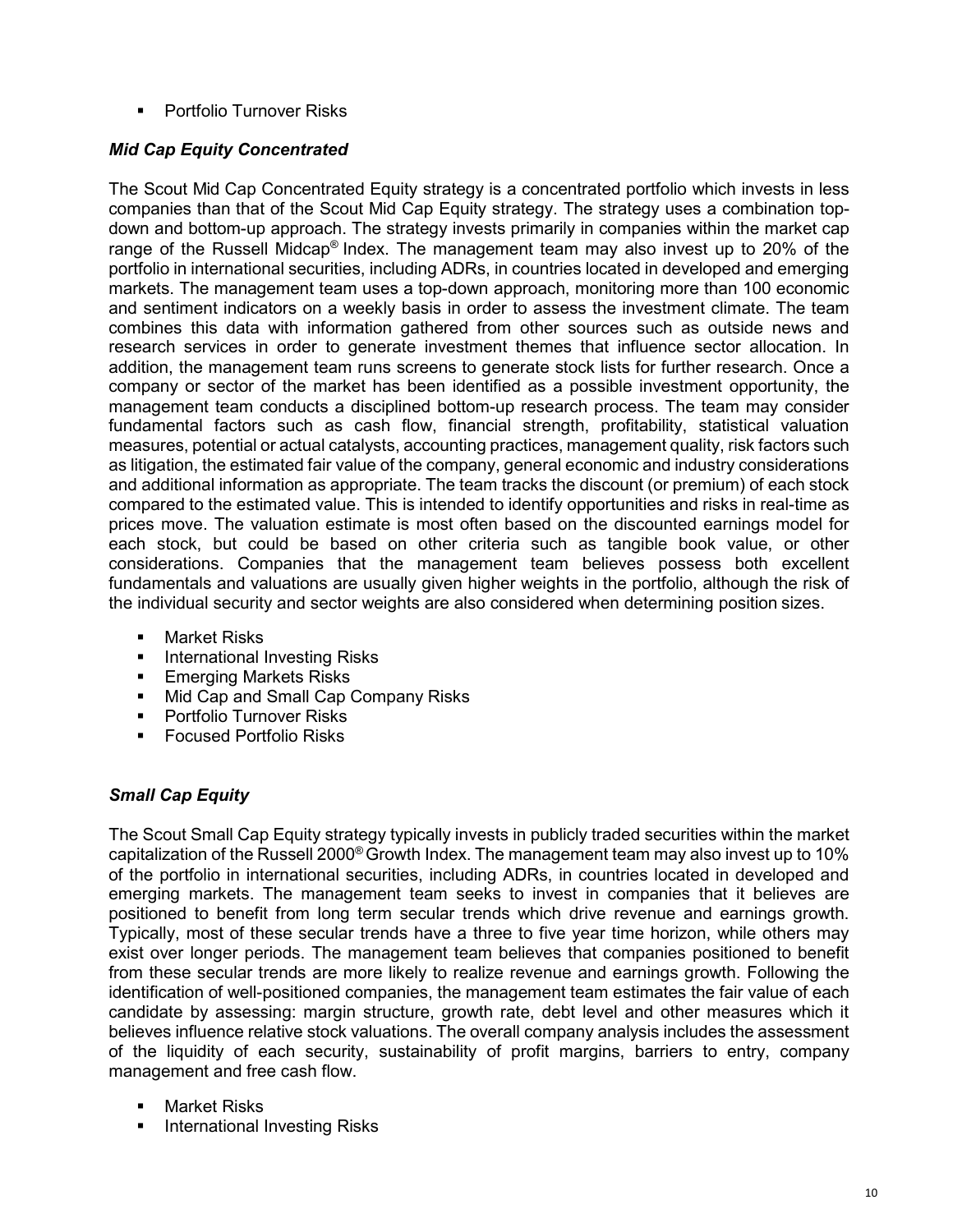- Portfolio Turnover Risks

### *Mid Cap Equity Concentrated*

The Scout Mid Cap Concentrated Equity strategy is a concentrated portfolio which invests in less companies than that of the Scout Mid Cap Equity strategy. The strategy uses a combination top-down and bottom-up approach. The strategy invests primarily in companies within the market cap range of the Russell Midcap® Index. The management team may also invest up to 20% of the portfolio in international securities, including ADRs, in countries located in developed and emerging markets. The management team uses a top-down approach, monitoring more than 100 economic and sentiment indicators on a weekly basis in order to assess the investment climate. The team combines this data with information gathered from other sources such as outside news and research services in order to generate investment themes that influence sector allocation. In addition, the management team runs screens to generate stock lists for further research. Once a company or sector of the market has been identified as a possible investment opportunity, the management team conducts a disciplined bottom-up research process. The team may consider fundamental factors such as cash flow, financial strength, profitability, statistical valuation measures, potential or actual catalysts, accounting practices, management quality, risk factors such as litigation, the estimated fair value of the company, general economic and industry considerations and additional information as appropriate. The team tracks the discount (or premium) of each stock compared to the estimated value. This is intended to identify opportunities and risks in real-time as prices move. The valuation estimate is most often based on the discounted earnings model for each stock, but could be based on other criteria such as tangible book value, or other considerations. Companies that the management team believes possess both excellent fundamentals and valuations are usually given higher weights in the portfolio, although the risk of the individual security and sector weights are also considered when determining position sizes.

- Market Risks
- International Investing Risks
- Emerging Markets Risks
- Mid Cap and Small Cap Company Risks
- Portfolio Turnover Risks
- Focused Portfolio Risks

### *Small Cap Equity*

The Scout Small Cap Equity strategy typically invests in publicly traded securities within the market capitalization of the Russell 2000® Growth Index. The management team may also invest up to 10% of the portfolio in international securities, including ADRs, in countries located in developed and emerging markets. The management team seeks to invest in companies that it believes are positioned to benefit from long term secular trends which drive revenue and earnings growth. Typically, most of these secular trends have a three to five year time horizon, while others may exist over longer periods. The management team believes that companies positioned to benefit from these secular trends are more likely to realize revenue and earnings growth. Following the identification of well-positioned companies, the management team estimates the fair value of each candidate by assessing: margin structure, growth rate, debt level and other measures which it believes influence relative stock valuations. The overall company analysis includes the assessment of the liquidity of each security, sustainability of profit margins, barriers to entry, company management and free cash flow.

- Market Risks
- International Investing Risks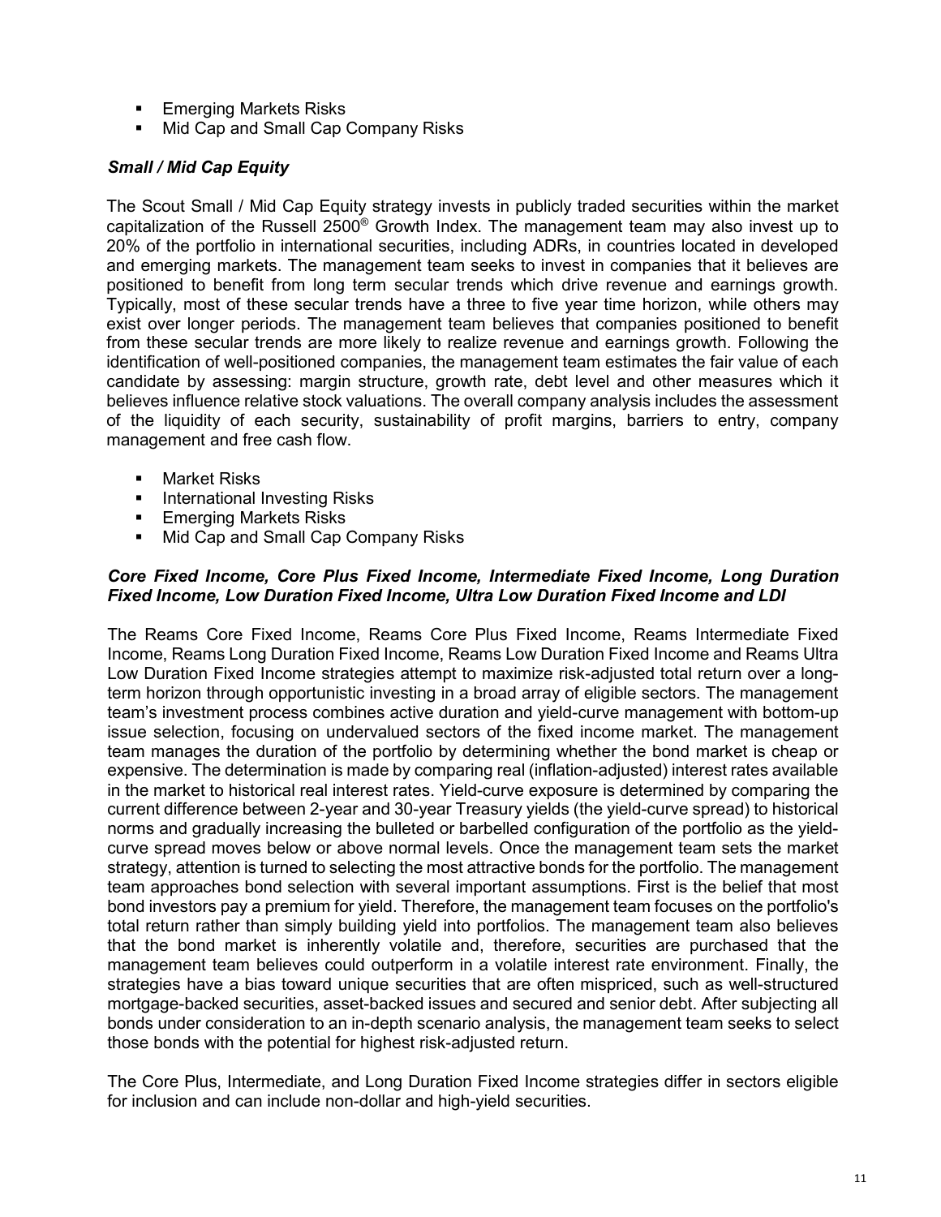- Emerging Markets Risks
- Mid Cap and Small Cap Company Risks

### *Small / Mid Cap Equity*

The Scout Small / Mid Cap Equity strategy invests in publicly traded securities within the market capitalization of the Russell 2500® Growth Index. The management team may also invest up to 20% of the portfolio in international securities, including ADRs, in countries located in developed and emerging markets. The management team seeks to invest in companies that it believes are positioned to benefit from long term secular trends which drive revenue and earnings growth. Typically, most of these secular trends have a three to five year time horizon, while others may exist over longer periods. The management team believes that companies positioned to benefit from these secular trends are more likely to realize revenue and earnings growth. Following the identification of well-positioned companies, the management team estimates the fair value of each candidate by assessing: margin structure, growth rate, debt level and other measures which it believes influence relative stock valuations. The overall company analysis includes the assessment of the liquidity of each security, sustainability of profit margins, barriers to entry, company management and free cash flow.

- Market Risks
- International Investing Risks
- Emerging Markets Risks
- Mid Cap and Small Cap Company Risks

### *Core Fixed Income, Core Plus Fixed Income, Intermediate Fixed Income, Long Duration Fixed Income, Low Duration Fixed Income, Ultra Low Duration Fixed Income and LDI*

The Reams Core Fixed Income, Reams Core Plus Fixed Income, Reams Intermediate Fixed Income, Reams Long Duration Fixed Income, Reams Low Duration Fixed Income and Reams Ultra Low Duration Fixed Income strategies attempt to maximize risk-adjusted total return over a long-term horizon through opportunistic investing in a broad array of eligible sectors. The management team's investment process combines active duration and yield-curve management with bottom-up issue selection, focusing on undervalued sectors of the fixed income market. The management team manages the duration of the portfolio by determining whether the bond market is cheap or expensive. The determination is made by comparing real (inflation-adjusted) interest rates available in the market to historical real interest rates. Yield-curve exposure is determined by comparing the current difference between 2-year and 30-year Treasury yields (the yield-curve spread) to historical norms and gradually increasing the bulleted or barbelled configuration of the portfolio as the yield-curve spread moves below or above normal levels. Once the management team sets the market strategy, attention is turned to selecting the most attractive bonds for the portfolio. The management team approaches bond selection with several important assumptions. First is the belief that most bond investors pay a premium for yield. Therefore, the management team focuses on the portfolio's total return rather than simply building yield into portfolios. The management team also believes that the bond market is inherently volatile and, therefore, securities are purchased that the management team believes could outperform in a volatile interest rate environment. Finally, the strategies have a bias toward unique securities that are often mispriced, such as well-structured mortgage-backed securities, asset-backed issues and secured and senior debt. After subjecting all bonds under consideration to an in-depth scenario analysis, the management team seeks to select those bonds with the potential for highest risk-adjusted return.

The Core Plus, Intermediate, and Long Duration Fixed Income strategies differ in sectors eligible for inclusion and can include non-dollar and high-yield securities.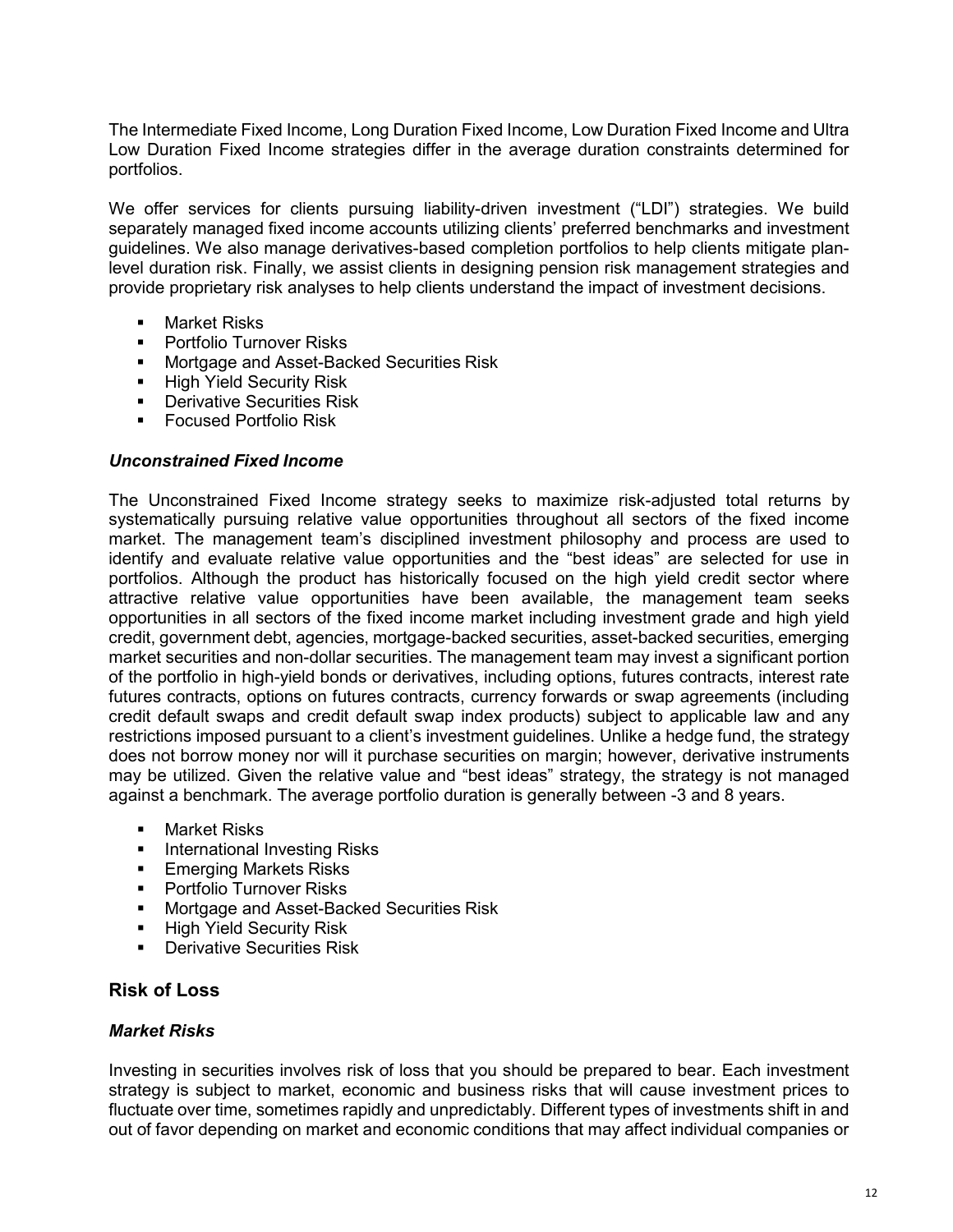The Intermediate Fixed Income, Long Duration Fixed Income, Low Duration Fixed Income and Ultra Low Duration Fixed Income strategies differ in the average duration constraints determined for portfolios.

We offer services for clients pursuing liability-driven investment ("LDI") strategies. We build separately managed fixed income accounts utilizing clients' preferred benchmarks and investment guidelines. We also manage derivatives-based completion portfolios to help clients mitigate plan-level duration risk. Finally, we assist clients in designing pension risk management strategies and provide proprietary risk analyses to help clients understand the impact of investment decisions.

- Market Risks
- Portfolio Turnover Risks
- Mortgage and Asset-Backed Securities Risk
- High Yield Security Risk
- Derivative Securities Risk
- Focused Portfolio Risk

### *Unconstrained Fixed Income*

The Unconstrained Fixed Income strategy seeks to maximize risk-adjusted total returns by systematically pursuing relative value opportunities throughout all sectors of the fixed income market. The management team's disciplined investment philosophy and process are used to identify and evaluate relative value opportunities and the "best ideas" are selected for use in portfolios. Although the product has historically focused on the high yield credit sector where attractive relative value opportunities have been available, the management team seeks opportunities in all sectors of the fixed income market including investment grade and high yield credit, government debt, agencies, mortgage-backed securities, asset-backed securities, emerging market securities and non-dollar securities. The management team may invest a significant portion of the portfolio in high-yield bonds or derivatives, including options, futures contracts, interest rate futures contracts, options on futures contracts, currency forwards or swap agreements (including credit default swaps and credit default swap index products) subject to applicable law and any restrictions imposed pursuant to a client's investment guidelines. Unlike a hedge fund, the strategy does not borrow money nor will it purchase securities on margin; however, derivative instruments may be utilized. Given the relative value and "best ideas" strategy, the strategy is not managed against a benchmark. The average portfolio duration is generally between -3 and 8 years.

- Market Risks
- International Investing Risks
- Emerging Markets Risks
- Portfolio Turnover Risks
- Mortgage and Asset-Backed Securities Risk
- High Yield Security Risk
- Derivative Securities Risk

## Risk of Loss

### *Market Risks*

Investing in securities involves risk of loss that you should be prepared to bear. Each investment strategy is subject to market, economic and business risks that will cause investment prices to fluctuate over time, sometimes rapidly and unpredictably. Different types of investments shift in and out of favor depending on market and economic conditions that may affect individual companies or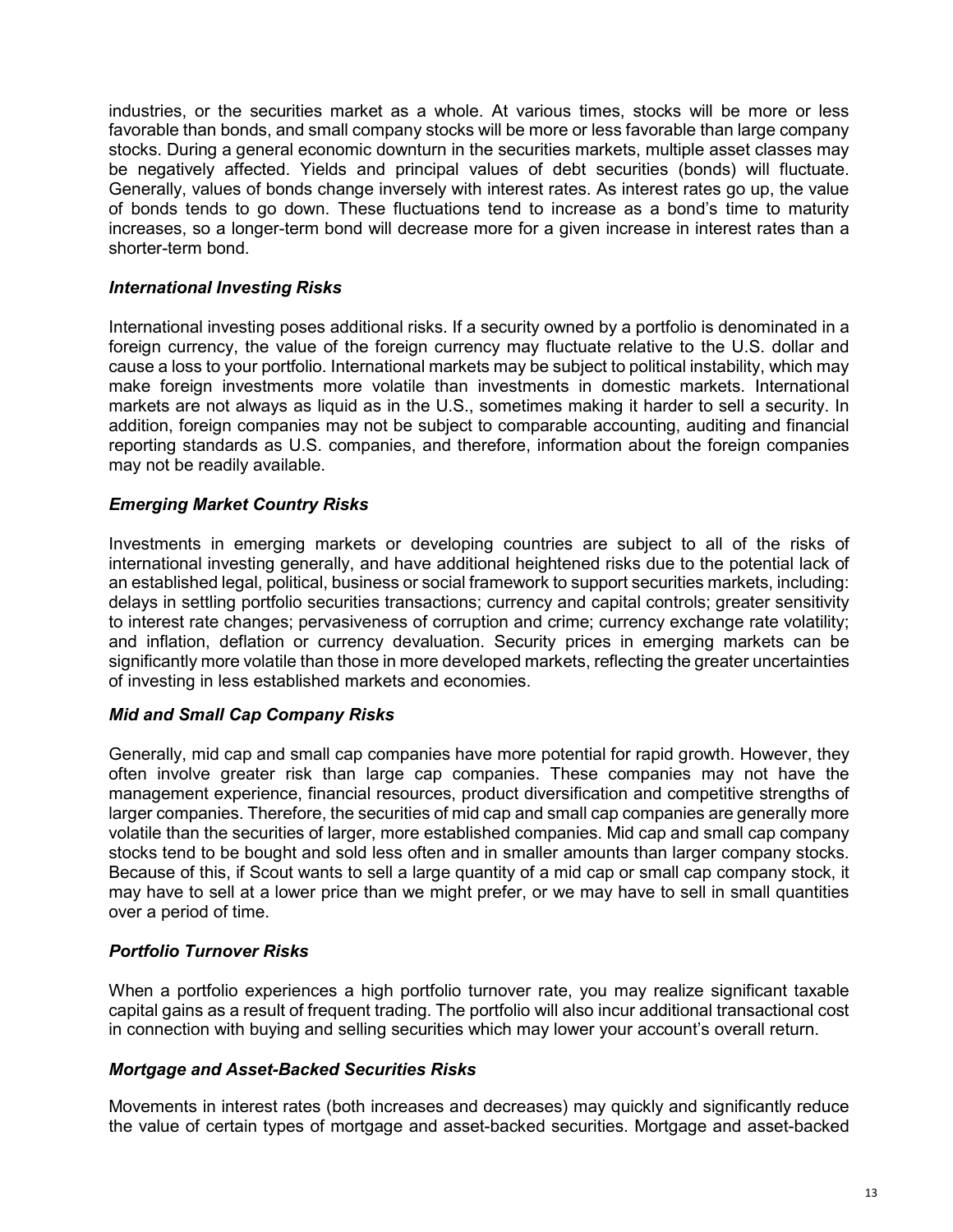industries, or the securities market as a whole. At various times, stocks will be more or less favorable than bonds, and small company stocks will be more or less favorable than large company stocks. During a general economic downturn in the securities markets, multiple asset classes may be negatively affected. Yields and principal values of debt securities (bonds) will fluctuate. Generally, values of bonds change inversely with interest rates. As interest rates go up, the value of bonds tends to go down. These fluctuations tend to increase as a bond's time to maturity increases, so a longer-term bond will decrease more for a given increase in interest rates than a shorter-term bond.

### *International Investing Risks*

International investing poses additional risks. If a security owned by a portfolio is denominated in a foreign currency, the value of the foreign currency may fluctuate relative to the U.S. dollar and cause a loss to your portfolio. International markets may be subject to political instability, which may make foreign investments more volatile than investments in domestic markets. International markets are not always as liquid as in the U.S., sometimes making it harder to sell a security. In addition, foreign companies may not be subject to comparable accounting, auditing and financial reporting standards as U.S. companies, and therefore, information about the foreign companies may not be readily available.

### *Emerging Market Country Risks*

Investments in emerging markets or developing countries are subject to all of the risks of international investing generally, and have additional heightened risks due to the potential lack of an established legal, political, business or social framework to support securities markets, including: delays in settling portfolio securities transactions; currency and capital controls; greater sensitivity to interest rate changes; pervasiveness of corruption and crime; currency exchange rate volatility; and inflation, deflation or currency devaluation. Security prices in emerging markets can be significantly more volatile than those in more developed markets, reflecting the greater uncertainties of investing in less established markets and economies.

### *Mid and Small Cap Company Risks*

Generally, mid cap and small cap companies have more potential for rapid growth. However, they often involve greater risk than large cap companies. These companies may not have the management experience, financial resources, product diversification and competitive strengths of larger companies. Therefore, the securities of mid cap and small cap companies are generally more volatile than the securities of larger, more established companies. Mid cap and small cap company stocks tend to be bought and sold less often and in smaller amounts than larger company stocks. Because of this, if Scout wants to sell a large quantity of a mid cap or small cap company stock, it may have to sell at a lower price than we might prefer, or we may have to sell in small quantities over a period of time.

### *Portfolio Turnover Risks*

When a portfolio experiences a high portfolio turnover rate, you may realize significant taxable capital gains as a result of frequent trading. The portfolio will also incur additional transactional cost in connection with buying and selling securities which may lower your account's overall return.

### *Mortgage and Asset-Backed Securities Risks*

Movements in interest rates (both increases and decreases) may quickly and significantly reduce the value of certain types of mortgage and asset-backed securities. Mortgage and asset-backed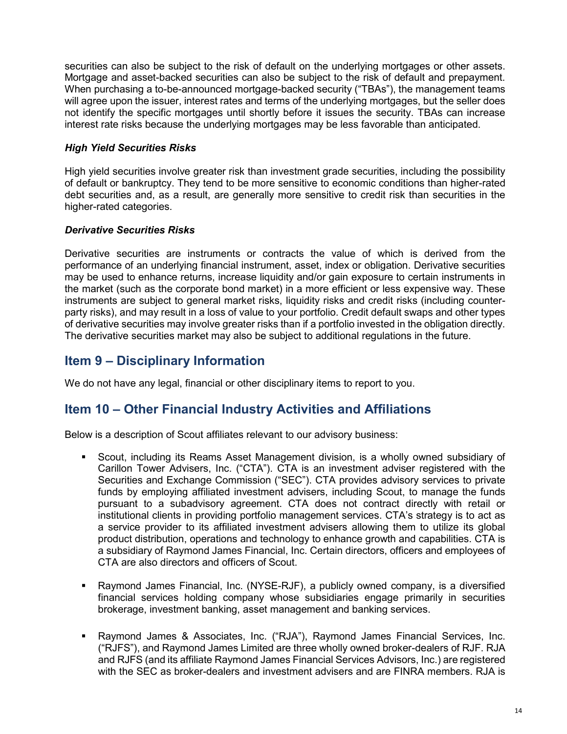securities can also be subject to the risk of default on the underlying mortgages or other assets. Mortgage and asset-backed securities can also be subject to the risk of default and prepayment. When purchasing a to-be-announced mortgage-backed security ("TBAs"), the management teams will agree upon the issuer, interest rates and terms of the underlying mortgages, but the seller does not identify the specific mortgages until shortly before it issues the security. TBAs can increase interest rate risks because the underlying mortgages may be less favorable than anticipated.

### *High Yield Securities Risks*

High yield securities involve greater risk than investment grade securities, including the possibility of default or bankruptcy. They tend to be more sensitive to economic conditions than higher-rated debt securities and, as a result, are generally more sensitive to credit risk than securities in the higher-rated categories.

### *Derivative Securities Risks*

Derivative securities are instruments or contracts the value of which is derived from the performance of an underlying financial instrument, asset, index or obligation. Derivative securities may be used to enhance returns, increase liquidity and/or gain exposure to certain instruments in the market (such as the corporate bond market) in a more efficient or less expensive way. These instruments are subject to general market risks, liquidity risks and credit risks (including counter-party risks), and may result in a loss of value to your portfolio. Credit default swaps and other types of derivative securities may involve greater risks than if a portfolio invested in the obligation directly. The derivative securities market may also be subject to additional regulations in the future.

## Item 9 – Disciplinary Information

We do not have any legal, financial or other disciplinary items to report to you.

## Item 10 – Other Financial Industry Activities and Affiliations

Below is a description of Scout affiliates relevant to our advisory business:

- Scout, including its Reams Asset Management division, is a wholly owned subsidiary of Carillon Tower Advisers, Inc. ("CTA"). CTA is an investment adviser registered with the Securities and Exchange Commission ("SEC"). CTA provides advisory services to private funds by employing affiliated investment advisers, including Scout, to manage the funds pursuant to a subadvisory agreement. CTA does not contract directly with retail or institutional clients in providing portfolio management services. CTA's strategy is to act as a service provider to its affiliated investment advisers allowing them to utilize its global product distribution, operations and technology to enhance growth and capabilities. CTA is a subsidiary of Raymond James Financial, Inc. Certain directors, officers and employees of CTA are also directors and officers of Scout.

- Raymond James Financial, Inc. (NYSE-RJF), a publicly owned company, is a diversified financial services holding company whose subsidiaries engage primarily in securities brokerage, investment banking, asset management and banking services.

- Raymond James & Associates, Inc. ("RJA"), Raymond James Financial Services, Inc. ("RJFS"), and Raymond James Limited are three wholly owned broker-dealers of RJF. RJA and RJFS (and its affiliate Raymond James Financial Services Advisors, Inc.) are registered with the SEC as broker-dealers and investment advisers and are FINRA members. RJA is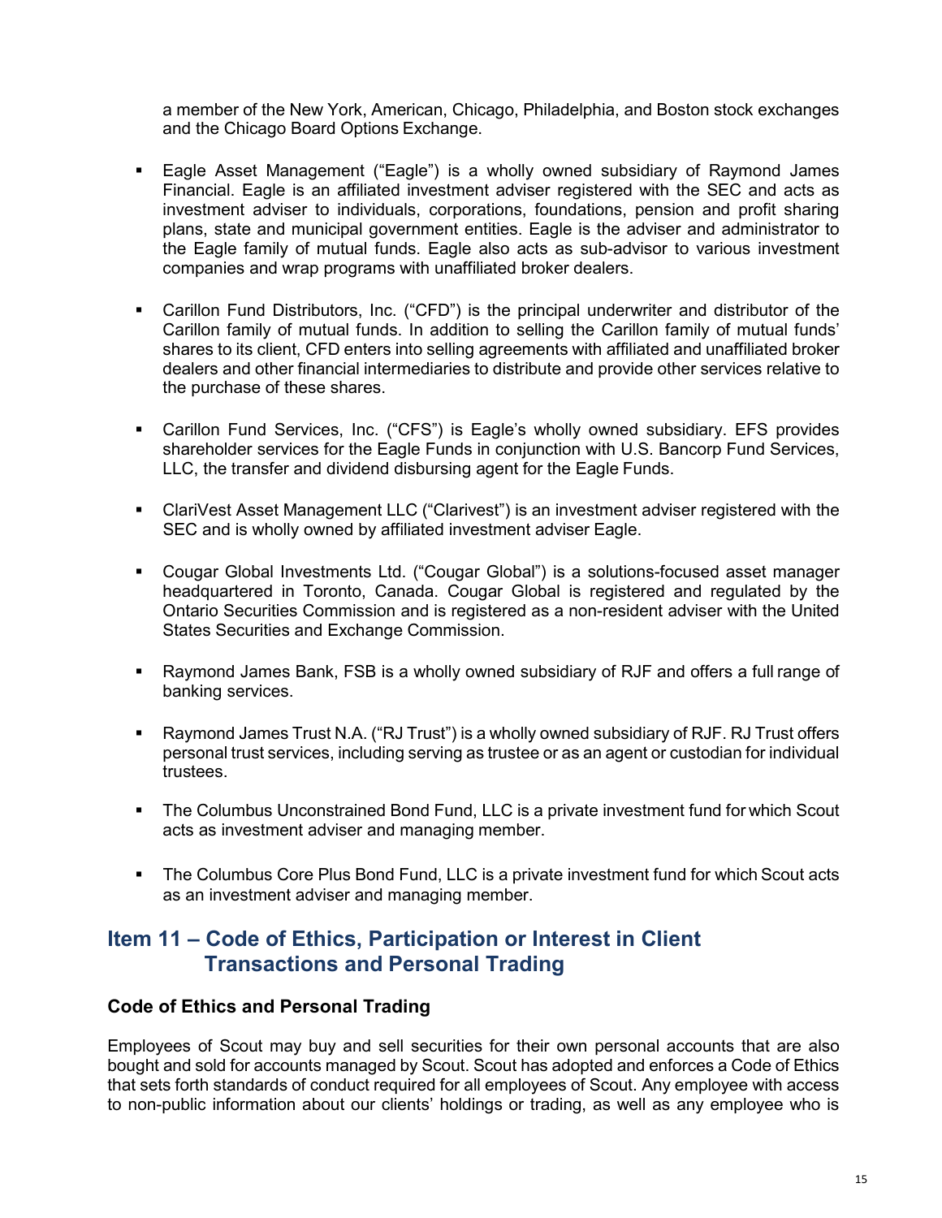a member of the New York, American, Chicago, Philadelphia, and Boston stock exchanges and the Chicago Board Options Exchange.

- Eagle Asset Management ("Eagle") is a wholly owned subsidiary of Raymond James Financial. Eagle is an affiliated investment adviser registered with the SEC and acts as investment adviser to individuals, corporations, foundations, pension and profit sharing plans, state and municipal government entities. Eagle is the adviser and administrator to the Eagle family of mutual funds. Eagle also acts as sub-advisor to various investment companies and wrap programs with unaffiliated broker dealers.

- Carillon Fund Distributors, Inc. ("CFD") is the principal underwriter and distributor of the Carillon family of mutual funds. In addition to selling the Carillon family of mutual funds' shares to its client, CFD enters into selling agreements with affiliated and unaffiliated broker dealers and other financial intermediaries to distribute and provide other services relative to the purchase of these shares.

- Carillon Fund Services, Inc. ("CFS") is Eagle's wholly owned subsidiary. EFS provides shareholder services for the Eagle Funds in conjunction with U.S. Bancorp Fund Services, LLC, the transfer and dividend disbursing agent for the Eagle Funds.

- ClariVest Asset Management LLC ("Clarivest") is an investment adviser registered with the SEC and is wholly owned by affiliated investment adviser Eagle.

- Cougar Global Investments Ltd. ("Cougar Global") is a solutions-focused asset manager headquartered in Toronto, Canada. Cougar Global is registered and regulated by the Ontario Securities Commission and is registered as a non-resident adviser with the United States Securities and Exchange Commission.

- Raymond James Bank, FSB is a wholly owned subsidiary of RJF and offers a full range of banking services.

- Raymond James Trust N.A. ("RJ Trust") is a wholly owned subsidiary of RJF. RJ Trust offers personal trust services, including serving as trustee or as an agent or custodian for individual trustees.

- The Columbus Unconstrained Bond Fund, LLC is a private investment fund for which Scout acts as investment adviser and managing member.

- The Columbus Core Plus Bond Fund, LLC is a private investment fund for which Scout acts as an investment adviser and managing member.

## Item 11 – Code of Ethics, Participation or Interest in Client Transactions and Personal Trading

### Code of Ethics and Personal Trading

Employees of Scout may buy and sell securities for their own personal accounts that are also bought and sold for accounts managed by Scout. Scout has adopted and enforces a Code of Ethics that sets forth standards of conduct required for all employees of Scout. Any employee with access to non-public information about our clients' holdings or trading, as well as any employee who is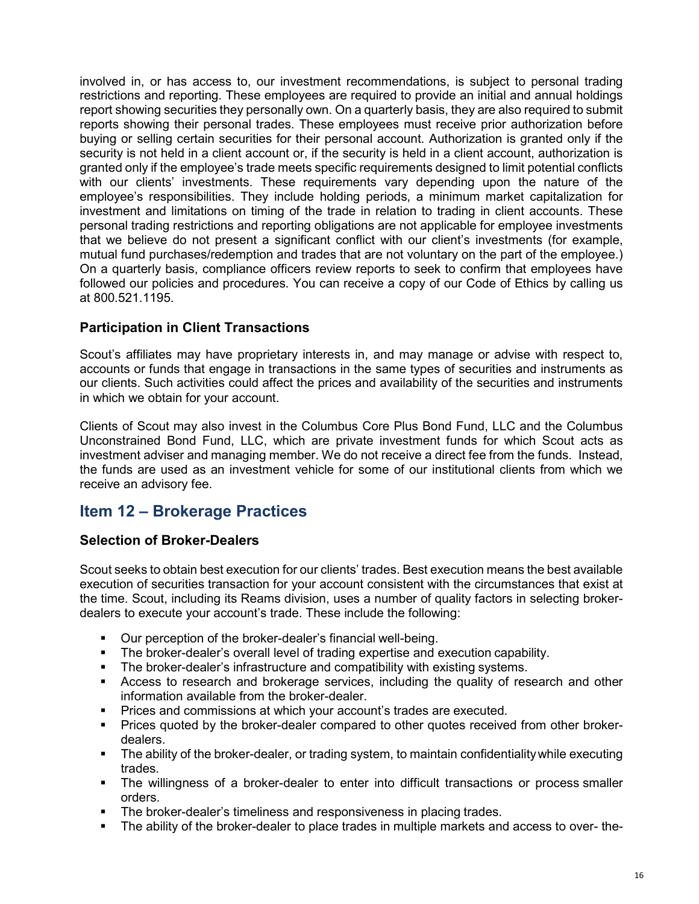involved in, or has access to, our investment recommendations, is subject to personal trading restrictions and reporting. These employees are required to provide an initial and annual holdings report showing securities they personally own. On a quarterly basis, they are also required to submit reports showing their personal trades. These employees must receive prior authorization before buying or selling certain securities for their personal account. Authorization is granted only if the security is not held in a client account or, if the security is held in a client account, authorization is granted only if the employee's trade meets specific requirements designed to limit potential conflicts with our clients' investments. These requirements vary depending upon the nature of the employee's responsibilities. They include holding periods, a minimum market capitalization for investment and limitations on timing of the trade in relation to trading in client accounts. These personal trading restrictions and reporting obligations are not applicable for employee investments that we believe do not present a significant conflict with our client's investments (for example, mutual fund purchases/redemption and trades that are not voluntary on the part of the employee.) On a quarterly basis, compliance officers review reports to seek to confirm that employees have followed our policies and procedures. You can receive a copy of our Code of Ethics by calling us at 800.521.1195.

### Participation in Client Transactions

Scout's affiliates may have proprietary interests in, and may manage or advise with respect to, accounts or funds that engage in transactions in the same types of securities and instruments as our clients. Such activities could affect the prices and availability of the securities and instruments in which we obtain for your account.

Clients of Scout may also invest in the Columbus Core Plus Bond Fund, LLC and the Columbus Unconstrained Bond Fund, LLC, which are private investment funds for which Scout acts as investment adviser and managing member. We do not receive a direct fee from the funds. Instead, the funds are used as an investment vehicle for some of our institutional clients from which we receive an advisory fee.

## Item 12 – Brokerage Practices

### Selection of Broker-Dealers

Scout seeks to obtain best execution for our clients' trades. Best execution means the best available execution of securities transaction for your account consistent with the circumstances that exist at the time. Scout, including its Reams division, uses a number of quality factors in selecting broker-dealers to execute your account's trade. These include the following:

- Our perception of the broker-dealer's financial well-being.
- The broker-dealer's overall level of trading expertise and execution capability.
- The broker-dealer's infrastructure and compatibility with existing systems.
- Access to research and brokerage services, including the quality of research and other information available from the broker-dealer.
- Prices and commissions at which your account's trades are executed.
- Prices quoted by the broker-dealer compared to other quotes received from other broker-dealers.
- The ability of the broker-dealer, or trading system, to maintain confidentiality while executing trades.
- The willingness of a broker-dealer to enter into difficult transactions or process smaller orders.
- The broker-dealer's timeliness and responsiveness in placing trades.
- The ability of the broker-dealer to place trades in multiple markets and access to over- the-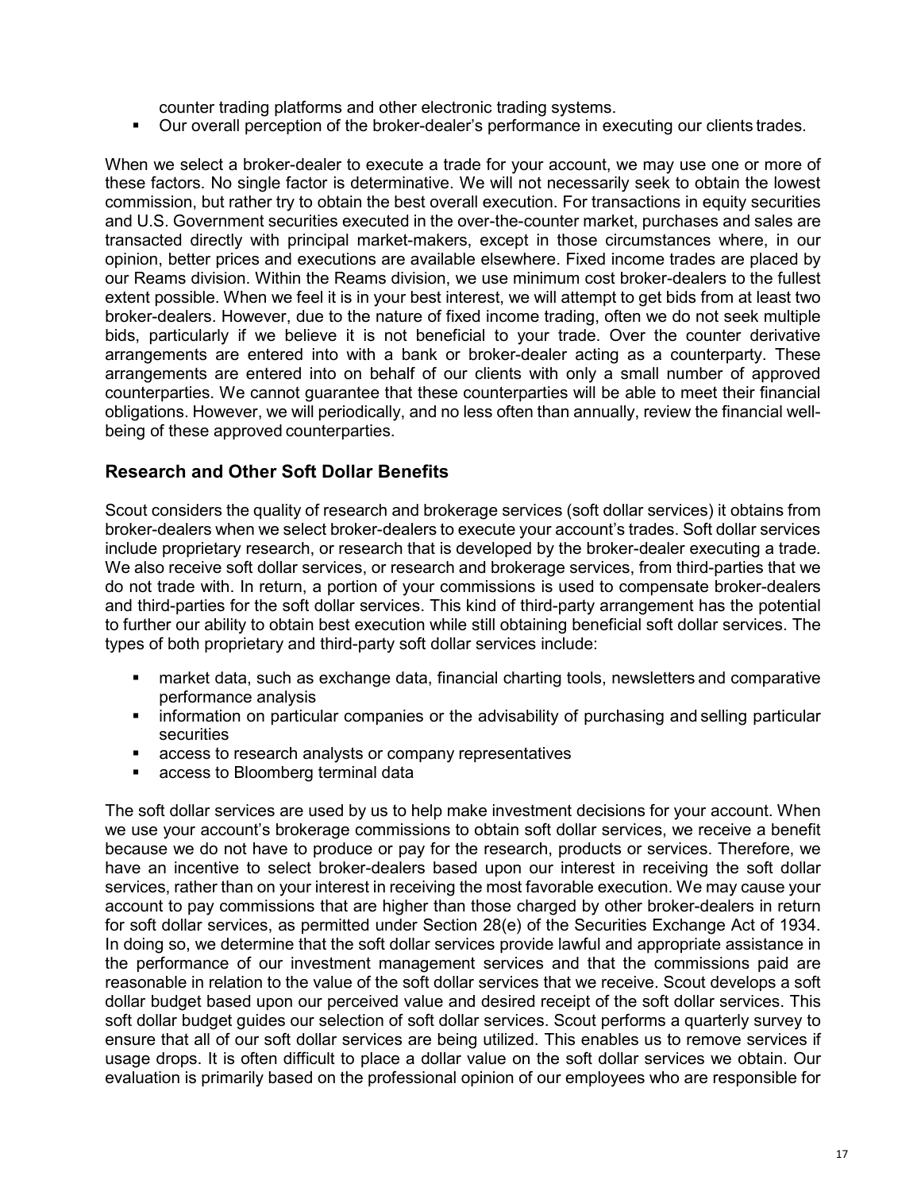counter trading platforms and other electronic trading systems.
- Our overall perception of the broker-dealer's performance in executing our clients trades.

When we select a broker-dealer to execute a trade for your account, we may use one or more of these factors. No single factor is determinative. We will not necessarily seek to obtain the lowest commission, but rather try to obtain the best overall execution. For transactions in equity securities and U.S. Government securities executed in the over-the-counter market, purchases and sales are transacted directly with principal market-makers, except in those circumstances where, in our opinion, better prices and executions are available elsewhere. Fixed income trades are placed by our Reams division. Within the Reams division, we use minimum cost broker-dealers to the fullest extent possible. When we feel it is in your best interest, we will attempt to get bids from at least two broker-dealers. However, due to the nature of fixed income trading, often we do not seek multiple bids, particularly if we believe it is not beneficial to your trade. Over the counter derivative arrangements are entered into with a bank or broker-dealer acting as a counterparty. These arrangements are entered into on behalf of our clients with only a small number of approved counterparties. We cannot guarantee that these counterparties will be able to meet their financial obligations. However, we will periodically, and no less often than annually, review the financial well-being of these approved counterparties.

## Research and Other Soft Dollar Benefits

Scout considers the quality of research and brokerage services (soft dollar services) it obtains from broker-dealers when we select broker-dealers to execute your account's trades. Soft dollar services include proprietary research, or research that is developed by the broker-dealer executing a trade. We also receive soft dollar services, or research and brokerage services, from third-parties that we do not trade with. In return, a portion of your commissions is used to compensate broker-dealers and third-parties for the soft dollar services. This kind of third-party arrangement has the potential to further our ability to obtain best execution while still obtaining beneficial soft dollar services. The types of both proprietary and third-party soft dollar services include:

- market data, such as exchange data, financial charting tools, newsletters and comparative performance analysis
- information on particular companies or the advisability of purchasing and selling particular securities
- access to research analysts or company representatives
- access to Bloomberg terminal data

The soft dollar services are used by us to help make investment decisions for your account. When we use your account's brokerage commissions to obtain soft dollar services, we receive a benefit because we do not have to produce or pay for the research, products or services. Therefore, we have an incentive to select broker-dealers based upon our interest in receiving the soft dollar services, rather than on your interest in receiving the most favorable execution. We may cause your account to pay commissions that are higher than those charged by other broker-dealers in return for soft dollar services, as permitted under Section 28(e) of the Securities Exchange Act of 1934. In doing so, we determine that the soft dollar services provide lawful and appropriate assistance in the performance of our investment management services and that the commissions paid are reasonable in relation to the value of the soft dollar services that we receive. Scout develops a soft dollar budget based upon our perceived value and desired receipt of the soft dollar services. This soft dollar budget guides our selection of soft dollar services. Scout performs a quarterly survey to ensure that all of our soft dollar services are being utilized. This enables us to remove services if usage drops. It is often difficult to place a dollar value on the soft dollar services we obtain. Our evaluation is primarily based on the professional opinion of our employees who are responsible for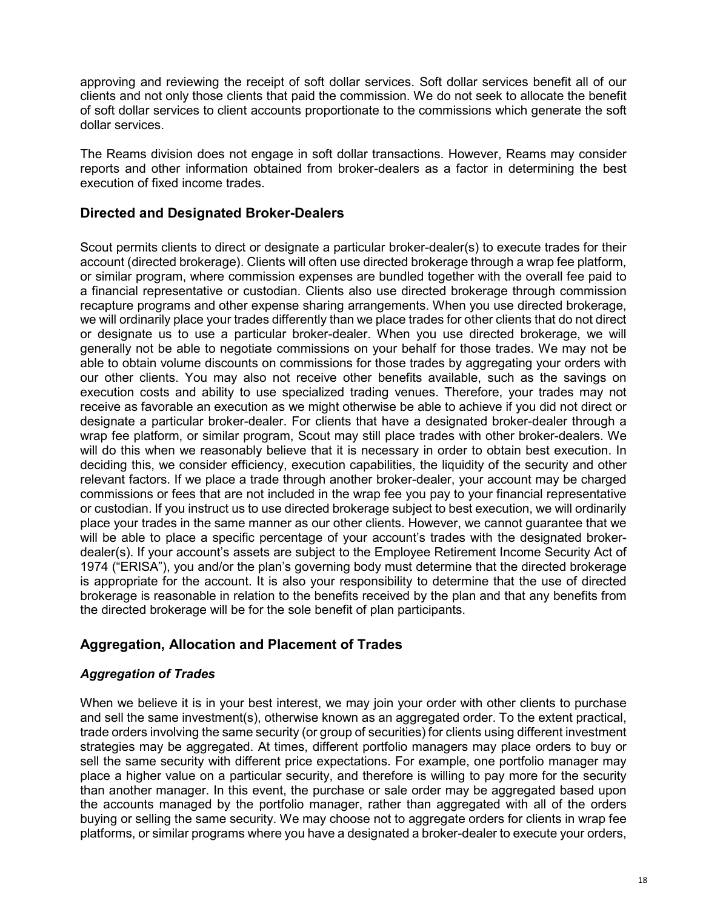approving and reviewing the receipt of soft dollar services. Soft dollar services benefit all of our clients and not only those clients that paid the commission. We do not seek to allocate the benefit of soft dollar services to client accounts proportionate to the commissions which generate the soft dollar services.

The Reams division does not engage in soft dollar transactions. However, Reams may consider reports and other information obtained from broker-dealers as a factor in determining the best execution of fixed income trades.

## Directed and Designated Broker-Dealers

Scout permits clients to direct or designate a particular broker-dealer(s) to execute trades for their account (directed brokerage). Clients will often use directed brokerage through a wrap fee platform, or similar program, where commission expenses are bundled together with the overall fee paid to a financial representative or custodian. Clients also use directed brokerage through commission recapture programs and other expense sharing arrangements. When you use directed brokerage, we will ordinarily place your trades differently than we place trades for other clients that do not direct or designate us to use a particular broker-dealer. When you use directed brokerage, we will generally not be able to negotiate commissions on your behalf for those trades. We may not be able to obtain volume discounts on commissions for those trades by aggregating your orders with our other clients. You may also not receive other benefits available, such as the savings on execution costs and ability to use specialized trading venues. Therefore, your trades may not receive as favorable an execution as we might otherwise be able to achieve if you did not direct or designate a particular broker-dealer. For clients that have a designated broker-dealer through a wrap fee platform, or similar program, Scout may still place trades with other broker-dealers. We will do this when we reasonably believe that it is necessary in order to obtain best execution. In deciding this, we consider efficiency, execution capabilities, the liquidity of the security and other relevant factors. If we place a trade through another broker-dealer, your account may be charged commissions or fees that are not included in the wrap fee you pay to your financial representative or custodian. If you instruct us to use directed brokerage subject to best execution, we will ordinarily place your trades in the same manner as our other clients. However, we cannot guarantee that we will be able to place a specific percentage of your account's trades with the designated broker-dealer(s). If your account's assets are subject to the Employee Retirement Income Security Act of 1974 ("ERISA"), you and/or the plan's governing body must determine that the directed brokerage is appropriate for the account. It is also your responsibility to determine that the use of directed brokerage is reasonable in relation to the benefits received by the plan and that any benefits from the directed brokerage will be for the sole benefit of plan participants.

## Aggregation, Allocation and Placement of Trades

### *Aggregation of Trades*

When we believe it is in your best interest, we may join your order with other clients to purchase and sell the same investment(s), otherwise known as an aggregated order. To the extent practical, trade orders involving the same security (or group of securities) for clients using different investment strategies may be aggregated. At times, different portfolio managers may place orders to buy or sell the same security with different price expectations. For example, one portfolio manager may place a higher value on a particular security, and therefore is willing to pay more for the security than another manager. In this event, the purchase or sale order may be aggregated based upon the accounts managed by the portfolio manager, rather than aggregated with all of the orders buying or selling the same security. We may choose not to aggregate orders for clients in wrap fee platforms, or similar programs where you have a designated a broker-dealer to execute your orders,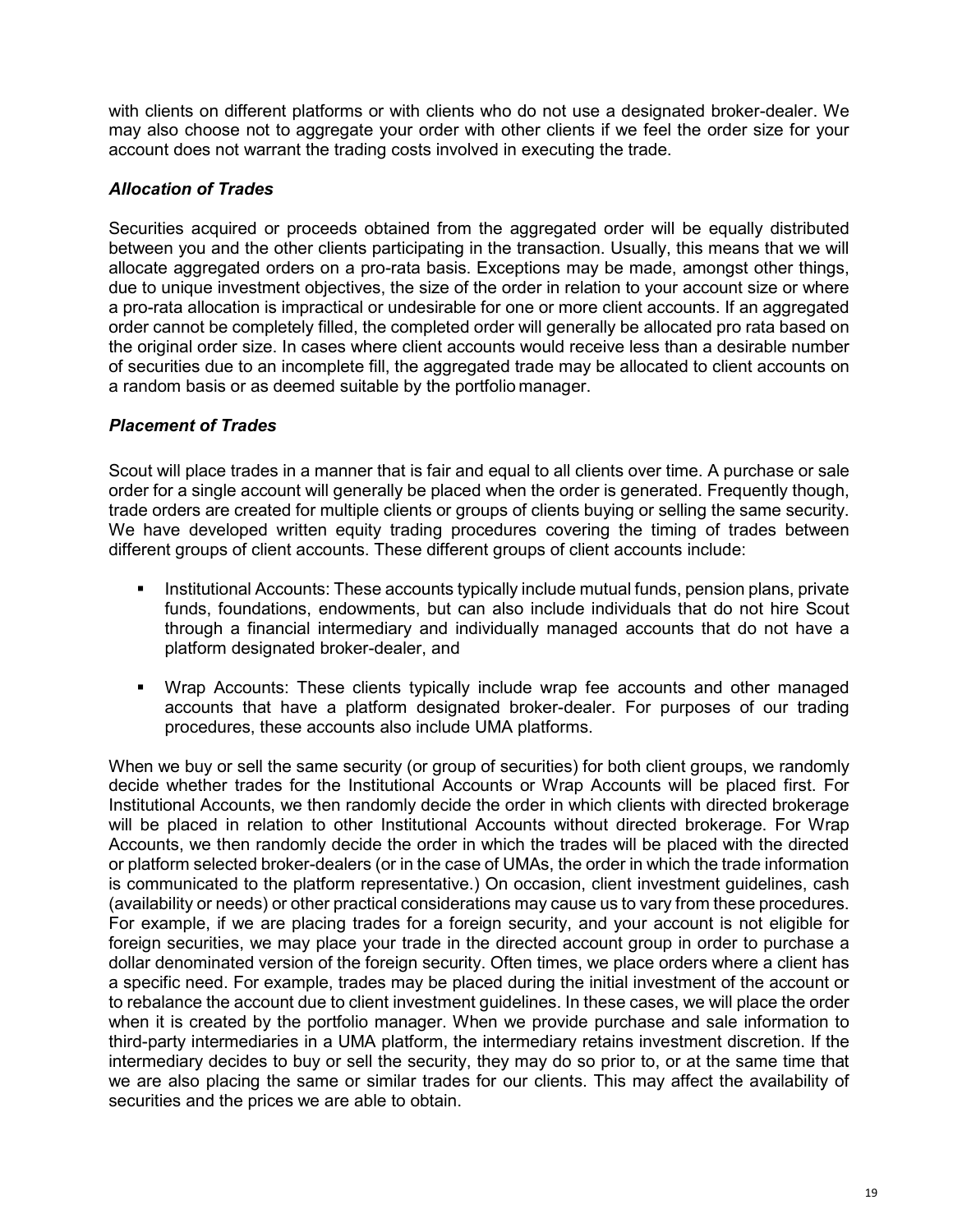with clients on different platforms or with clients who do not use a designated broker-dealer. We may also choose not to aggregate your order with other clients if we feel the order size for your account does not warrant the trading costs involved in executing the trade.

### *Allocation of Trades*

Securities acquired or proceeds obtained from the aggregated order will be equally distributed between you and the other clients participating in the transaction. Usually, this means that we will allocate aggregated orders on a pro-rata basis. Exceptions may be made, amongst other things, due to unique investment objectives, the size of the order in relation to your account size or where a pro-rata allocation is impractical or undesirable for one or more client accounts. If an aggregated order cannot be completely filled, the completed order will generally be allocated pro rata based on the original order size. In cases where client accounts would receive less than a desirable number of securities due to an incomplete fill, the aggregated trade may be allocated to client accounts on a random basis or as deemed suitable by the portfolio manager.

### *Placement of Trades*

Scout will place trades in a manner that is fair and equal to all clients over time. A purchase or sale order for a single account will generally be placed when the order is generated. Frequently though, trade orders are created for multiple clients or groups of clients buying or selling the same security. We have developed written equity trading procedures covering the timing of trades between different groups of client accounts. These different groups of client accounts include:

- Institutional Accounts: These accounts typically include mutual funds, pension plans, private funds, foundations, endowments, but can also include individuals that do not hire Scout through a financial intermediary and individually managed accounts that do not have a platform designated broker-dealer, and
- Wrap Accounts: These clients typically include wrap fee accounts and other managed accounts that have a platform designated broker-dealer. For purposes of our trading procedures, these accounts also include UMA platforms.

When we buy or sell the same security (or group of securities) for both client groups, we randomly decide whether trades for the Institutional Accounts or Wrap Accounts will be placed first. For Institutional Accounts, we then randomly decide the order in which clients with directed brokerage will be placed in relation to other Institutional Accounts without directed brokerage. For Wrap Accounts, we then randomly decide the order in which the trades will be placed with the directed or platform selected broker-dealers (or in the case of UMAs, the order in which the trade information is communicated to the platform representative.) On occasion, client investment guidelines, cash (availability or needs) or other practical considerations may cause us to vary from these procedures. For example, if we are placing trades for a foreign security, and your account is not eligible for foreign securities, we may place your trade in the directed account group in order to purchase a dollar denominated version of the foreign security. Often times, we place orders where a client has a specific need. For example, trades may be placed during the initial investment of the account or to rebalance the account due to client investment guidelines. In these cases, we will place the order when it is created by the portfolio manager. When we provide purchase and sale information to third-party intermediaries in a UMA platform, the intermediary retains investment discretion. If the intermediary decides to buy or sell the security, they may do so prior to, or at the same time that we are also placing the same or similar trades for our clients. This may affect the availability of securities and the prices we are able to obtain.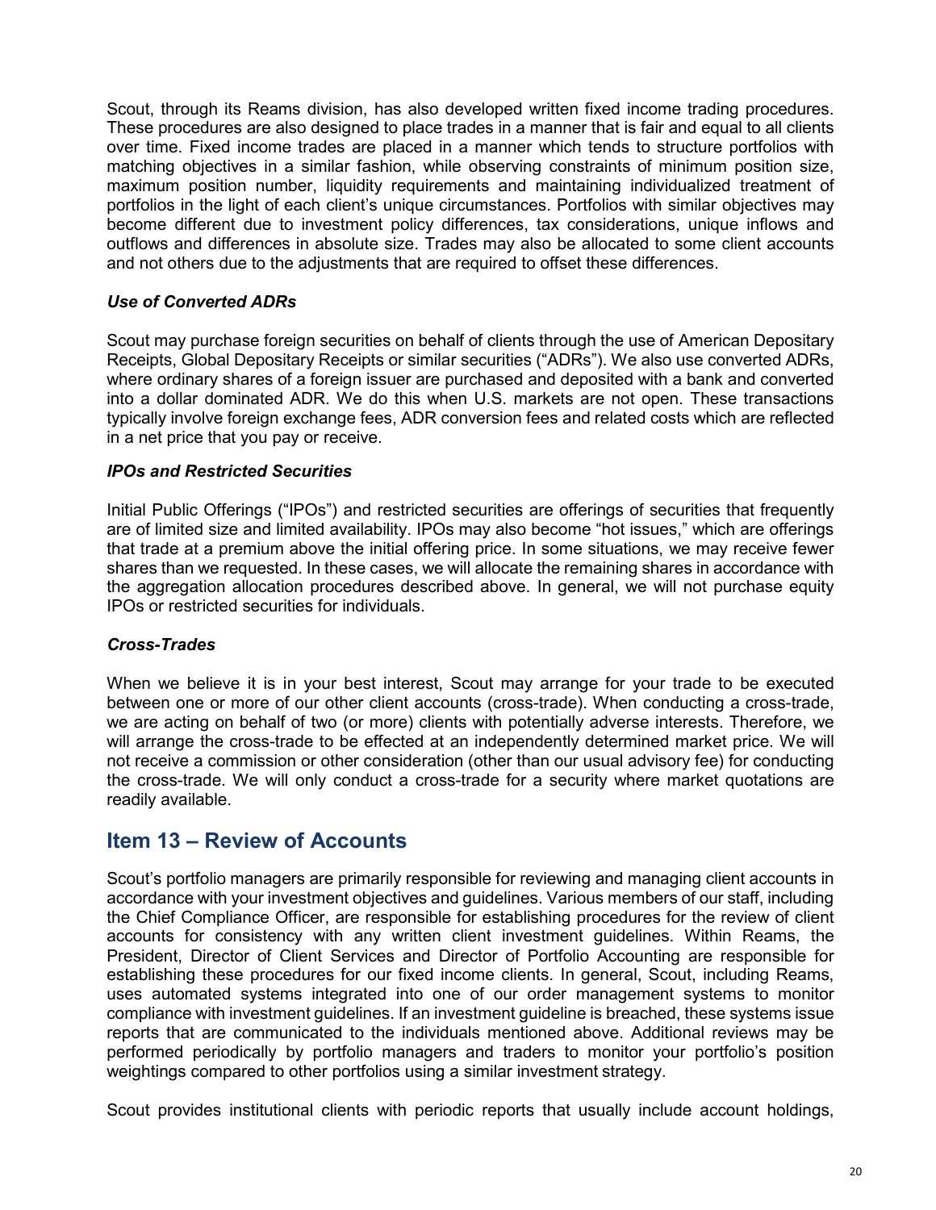Scout, through its Reams division, has also developed written fixed income trading procedures. These procedures are also designed to place trades in a manner that is fair and equal to all clients over time. Fixed income trades are placed in a manner which tends to structure portfolios with matching objectives in a similar fashion, while observing constraints of minimum position size, maximum position number, liquidity requirements and maintaining individualized treatment of portfolios in the light of each client's unique circumstances. Portfolios with similar objectives may become different due to investment policy differences, tax considerations, unique inflows and outflows and differences in absolute size. Trades may also be allocated to some client accounts and not others due to the adjustments that are required to offset these differences.

### *Use of Converted ADRs*

Scout may purchase foreign securities on behalf of clients through the use of American Depositary Receipts, Global Depositary Receipts or similar securities ("ADRs"). We also use converted ADRs, where ordinary shares of a foreign issuer are purchased and deposited with a bank and converted into a dollar dominated ADR. We do this when U.S. markets are not open. These transactions typically involve foreign exchange fees, ADR conversion fees and related costs which are reflected in a net price that you pay or receive.

### *IPOs and Restricted Securities*

Initial Public Offerings ("IPOs") and restricted securities are offerings of securities that frequently are of limited size and limited availability. IPOs may also become "hot issues," which are offerings that trade at a premium above the initial offering price. In some situations, we may receive fewer shares than we requested. In these cases, we will allocate the remaining shares in accordance with the aggregation allocation procedures described above. In general, we will not purchase equity IPOs or restricted securities for individuals.

### *Cross-Trades*

When we believe it is in your best interest, Scout may arrange for your trade to be executed between one or more of our other client accounts (cross-trade). When conducting a cross-trade, we are acting on behalf of two (or more) clients with potentially adverse interests. Therefore, we will arrange the cross-trade to be effected at an independently determined market price. We will not receive a commission or other consideration (other than our usual advisory fee) for conducting the cross-trade. We will only conduct a cross-trade for a security where market quotations are readily available.

## Item 13 – Review of Accounts

Scout's portfolio managers are primarily responsible for reviewing and managing client accounts in accordance with your investment objectives and guidelines. Various members of our staff, including the Chief Compliance Officer, are responsible for establishing procedures for the review of client accounts for consistency with any written client investment guidelines. Within Reams, the President, Director of Client Services and Director of Portfolio Accounting are responsible for establishing these procedures for our fixed income clients. In general, Scout, including Reams, uses automated systems integrated into one of our order management systems to monitor compliance with investment guidelines. If an investment guideline is breached, these systems issue reports that are communicated to the individuals mentioned above. Additional reviews may be performed periodically by portfolio managers and traders to monitor your portfolio's position weightings compared to other portfolios using a similar investment strategy.

Scout provides institutional clients with periodic reports that usually include account holdings,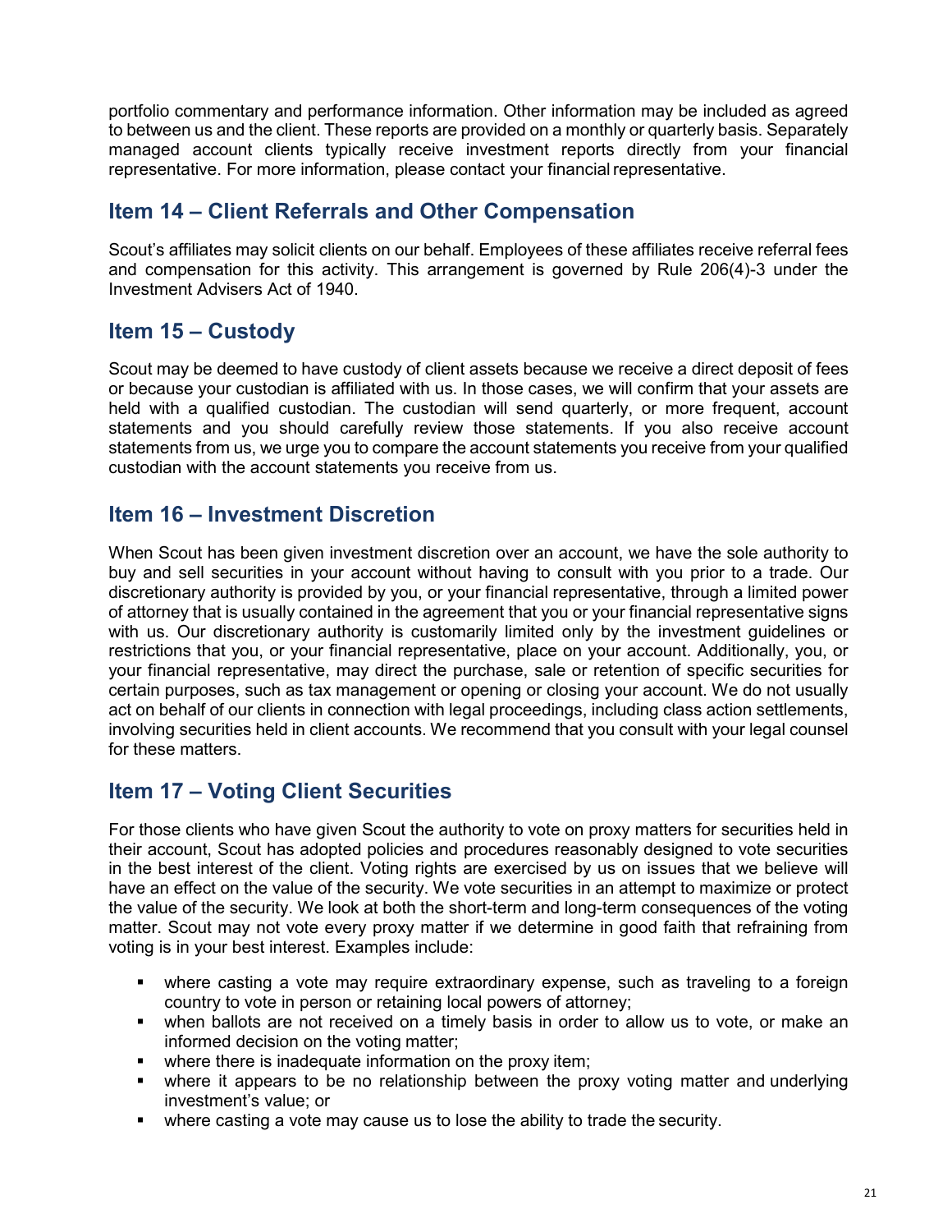portfolio commentary and performance information. Other information may be included as agreed to between us and the client. These reports are provided on a monthly or quarterly basis. Separately managed account clients typically receive investment reports directly from your financial representative. For more information, please contact your financial representative.

## Item 14 – Client Referrals and Other Compensation

Scout's affiliates may solicit clients on our behalf. Employees of these affiliates receive referral fees and compensation for this activity. This arrangement is governed by Rule 206(4)-3 under the Investment Advisers Act of 1940.

## Item 15 – Custody

Scout may be deemed to have custody of client assets because we receive a direct deposit of fees or because your custodian is affiliated with us. In those cases, we will confirm that your assets are held with a qualified custodian. The custodian will send quarterly, or more frequent, account statements and you should carefully review those statements. If you also receive account statements from us, we urge you to compare the account statements you receive from your qualified custodian with the account statements you receive from us.

## Item 16 – Investment Discretion

When Scout has been given investment discretion over an account, we have the sole authority to buy and sell securities in your account without having to consult with you prior to a trade. Our discretionary authority is provided by you, or your financial representative, through a limited power of attorney that is usually contained in the agreement that you or your financial representative signs with us. Our discretionary authority is customarily limited only by the investment guidelines or restrictions that you, or your financial representative, place on your account. Additionally, you, or your financial representative, may direct the purchase, sale or retention of specific securities for certain purposes, such as tax management or opening or closing your account. We do not usually act on behalf of our clients in connection with legal proceedings, including class action settlements, involving securities held in client accounts. We recommend that you consult with your legal counsel for these matters.

## Item 17 – Voting Client Securities

For those clients who have given Scout the authority to vote on proxy matters for securities held in their account, Scout has adopted policies and procedures reasonably designed to vote securities in the best interest of the client. Voting rights are exercised by us on issues that we believe will have an effect on the value of the security. We vote securities in an attempt to maximize or protect the value of the security. We look at both the short-term and long-term consequences of the voting matter. Scout may not vote every proxy matter if we determine in good faith that refraining from voting is in your best interest. Examples include:

- where casting a vote may require extraordinary expense, such as traveling to a foreign country to vote in person or retaining local powers of attorney;
- when ballots are not received on a timely basis in order to allow us to vote, or make an informed decision on the voting matter;
- where there is inadequate information on the proxy item;
- where it appears to be no relationship between the proxy voting matter and underlying investment's value; or
- where casting a vote may cause us to lose the ability to trade the security.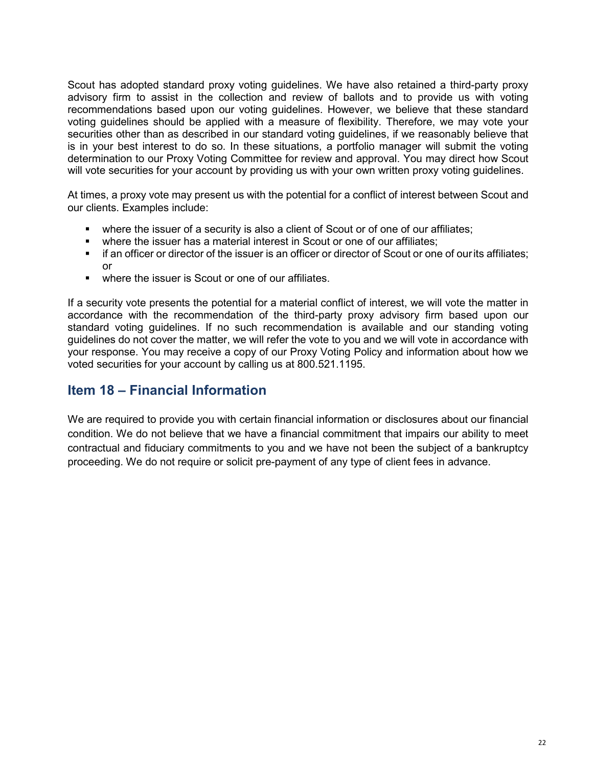Scout has adopted standard proxy voting guidelines. We have also retained a third-party proxy advisory firm to assist in the collection and review of ballots and to provide us with voting recommendations based upon our voting guidelines. However, we believe that these standard voting guidelines should be applied with a measure of flexibility. Therefore, we may vote your securities other than as described in our standard voting guidelines, if we reasonably believe that is in your best interest to do so. In these situations, a portfolio manager will submit the voting determination to our Proxy Voting Committee for review and approval. You may direct how Scout will vote securities for your account by providing us with your own written proxy voting guidelines.

At times, a proxy vote may present us with the potential for a conflict of interest between Scout and our clients. Examples include:

- where the issuer of a security is also a client of Scout or of one of our affiliates;
- where the issuer has a material interest in Scout or one of our affiliates;
- if an officer or director of the issuer is an officer or director of Scout or one of ourits affiliates; or
- where the issuer is Scout or one of our affiliates.

If a security vote presents the potential for a material conflict of interest, we will vote the matter in accordance with the recommendation of the third-party proxy advisory firm based upon our standard voting guidelines. If no such recommendation is available and our standing voting guidelines do not cover the matter, we will refer the vote to you and we will vote in accordance with your response. You may receive a copy of our Proxy Voting Policy and information about how we voted securities for your account by calling us at 800.521.1195.

## Item 18 – Financial Information

We are required to provide you with certain financial information or disclosures about our financial condition. We do not believe that we have a financial commitment that impairs our ability to meet contractual and fiduciary commitments to you and we have not been the subject of a bankruptcy proceeding. We do not require or solicit pre-payment of any type of client fees in advance.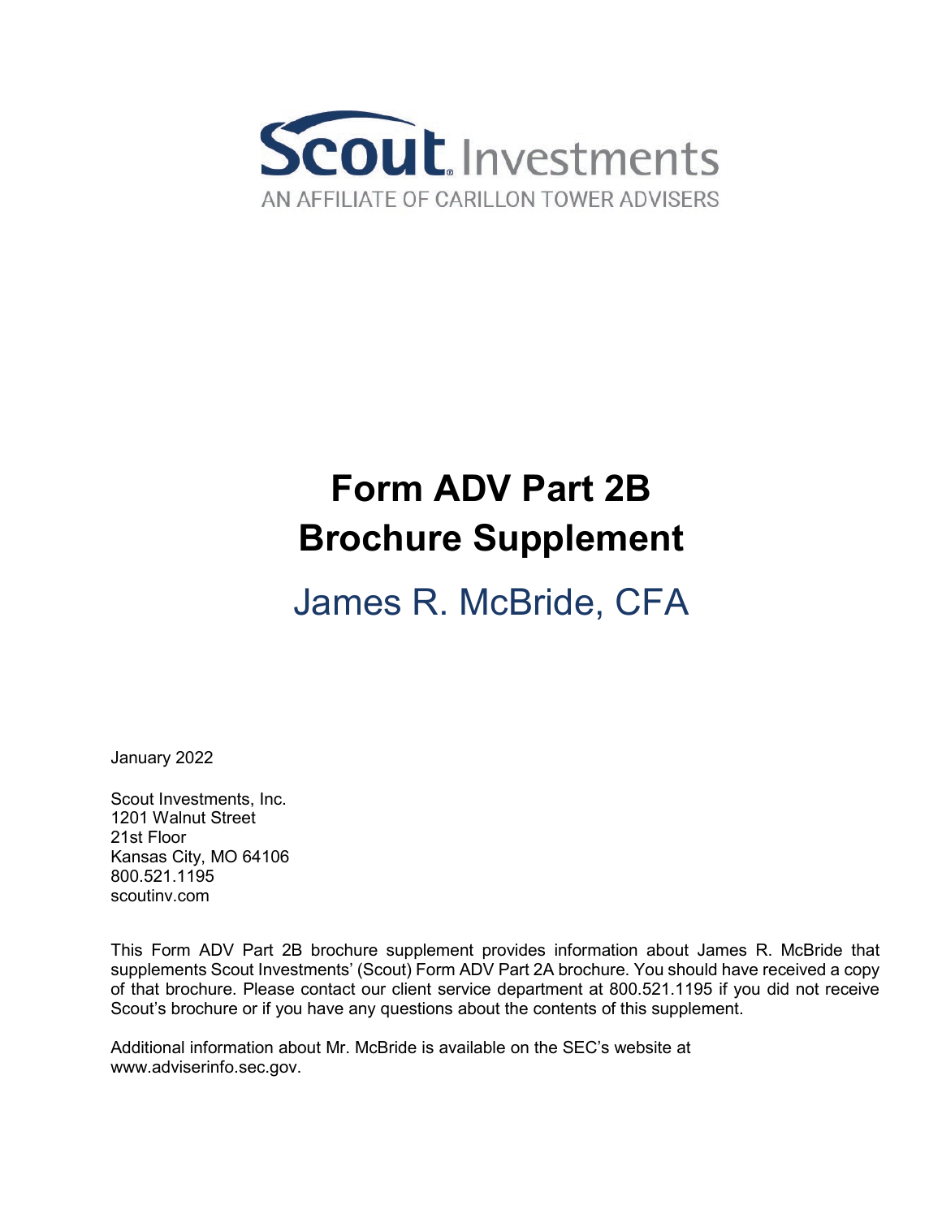Scout Investments

AN AFFILIATE OF CARILLON TOWER ADVISERS

# Form ADV Part 2B
# Brochure Supplement

## James R. McBride, CFA

January 2022

Scout Investments, Inc.
1201 Walnut Street
21st Floor
Kansas City, MO 64106
800.521.1195
scoutinv.com

This Form ADV Part 2B brochure supplement provides information about James R. McBride that supplements Scout Investments' (Scout) Form ADV Part 2A brochure. You should have received a copy of that brochure. Please contact our client service department at 800.521.1195 if you did not receive Scout's brochure or if you have any questions about the contents of this supplement.

Additional information about Mr. McBride is available on the SEC's website at www.adviserinfo.sec.gov.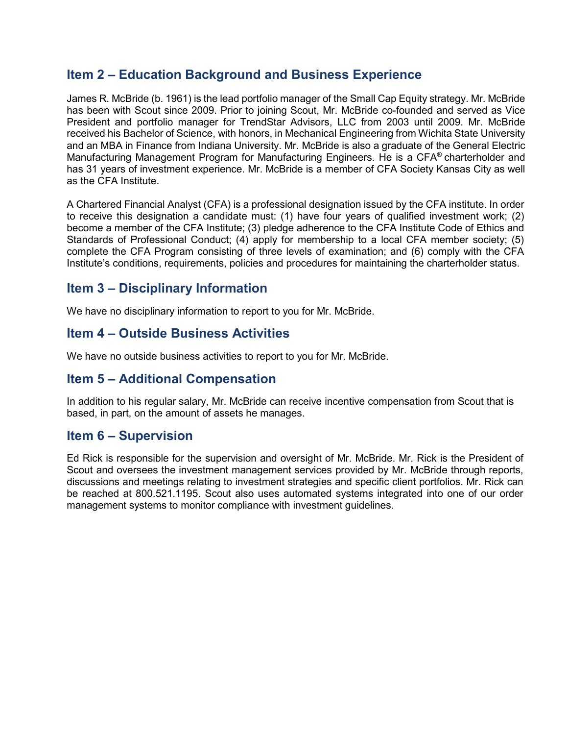## Item 2 – Education Background and Business Experience

James R. McBride (b. 1961) is the lead portfolio manager of the Small Cap Equity strategy. Mr. McBride has been with Scout since 2009. Prior to joining Scout, Mr. McBride co-founded and served as Vice President and portfolio manager for TrendStar Advisors, LLC from 2003 until 2009. Mr. McBride received his Bachelor of Science, with honors, in Mechanical Engineering from Wichita State University and an MBA in Finance from Indiana University. Mr. McBride is also a graduate of the General Electric Manufacturing Management Program for Manufacturing Engineers. He is a CFA® charterholder and has 31 years of investment experience. Mr. McBride is a member of CFA Society Kansas City as well as the CFA Institute.

A Chartered Financial Analyst (CFA) is a professional designation issued by the CFA institute. In order to receive this designation a candidate must: (1) have four years of qualified investment work; (2) become a member of the CFA Institute; (3) pledge adherence to the CFA Institute Code of Ethics and Standards of Professional Conduct; (4) apply for membership to a local CFA member society; (5) complete the CFA Program consisting of three levels of examination; and (6) comply with the CFA Institute's conditions, requirements, policies and procedures for maintaining the charterholder status.

## Item 3 – Disciplinary Information

We have no disciplinary information to report to you for Mr. McBride.

## Item 4 – Outside Business Activities

We have no outside business activities to report to you for Mr. McBride.

## Item 5 – Additional Compensation

In addition to his regular salary, Mr. McBride can receive incentive compensation from Scout that is based, in part, on the amount of assets he manages.

## Item 6 – Supervision

Ed Rick is responsible for the supervision and oversight of Mr. McBride. Mr. Rick is the President of Scout and oversees the investment management services provided by Mr. McBride through reports, discussions and meetings relating to investment strategies and specific client portfolios. Mr. Rick can be reached at 800.521.1195. Scout also uses automated systems integrated into one of our order management systems to monitor compliance with investment guidelines.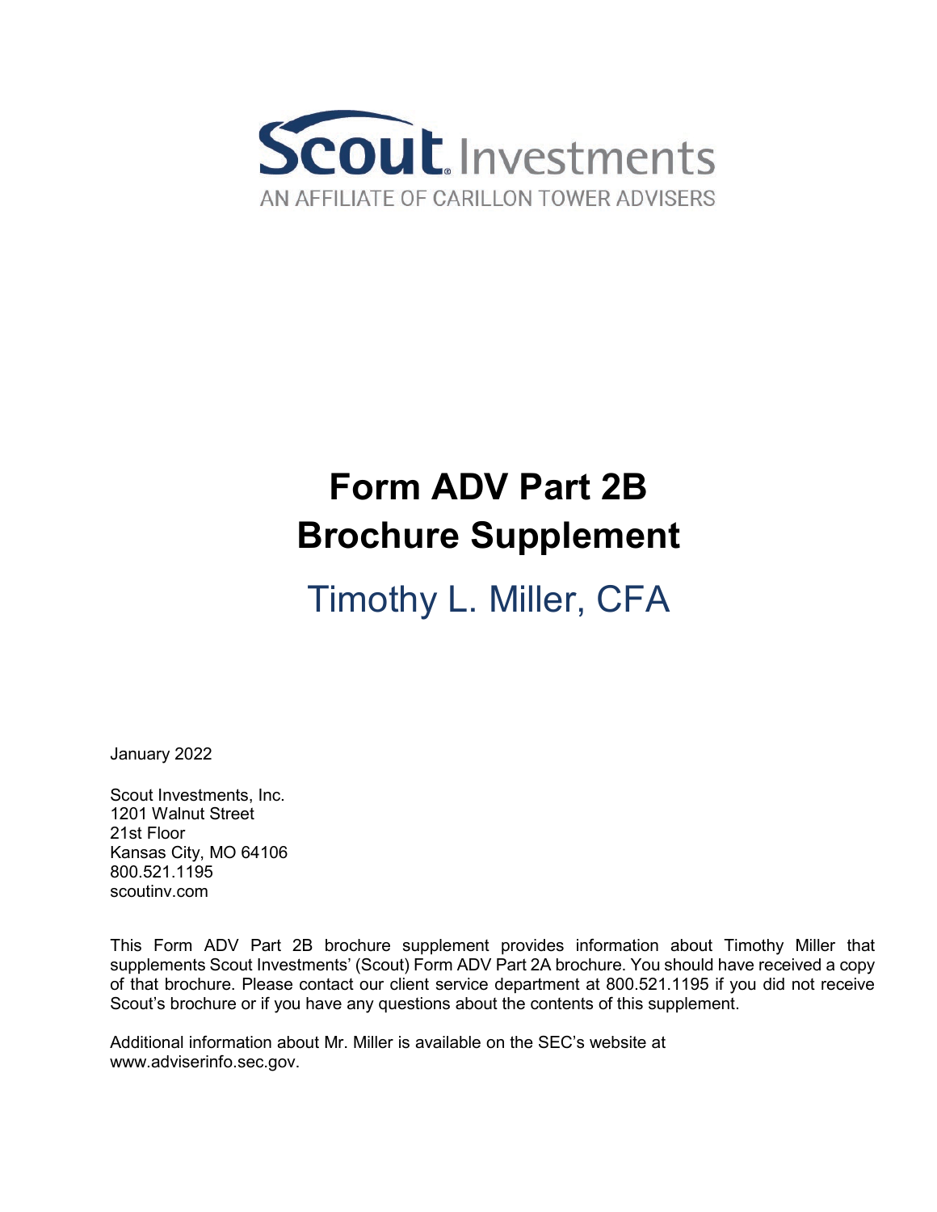Scout Investments

AN AFFILIATE OF CARILLON TOWER ADVISERS

# Form ADV Part 2B
# Brochure Supplement

## Timothy L. Miller, CFA

January 2022

Scout Investments, Inc.
1201 Walnut Street
21st Floor
Kansas City, MO 64106
800.521.1195
scoutinv.com

This Form ADV Part 2B brochure supplement provides information about Timothy Miller that supplements Scout Investments' (Scout) Form ADV Part 2A brochure. You should have received a copy of that brochure. Please contact our client service department at 800.521.1195 if you did not receive Scout's brochure or if you have any questions about the contents of this supplement.

Additional information about Mr. Miller is available on the SEC's website at www.adviserinfo.sec.gov.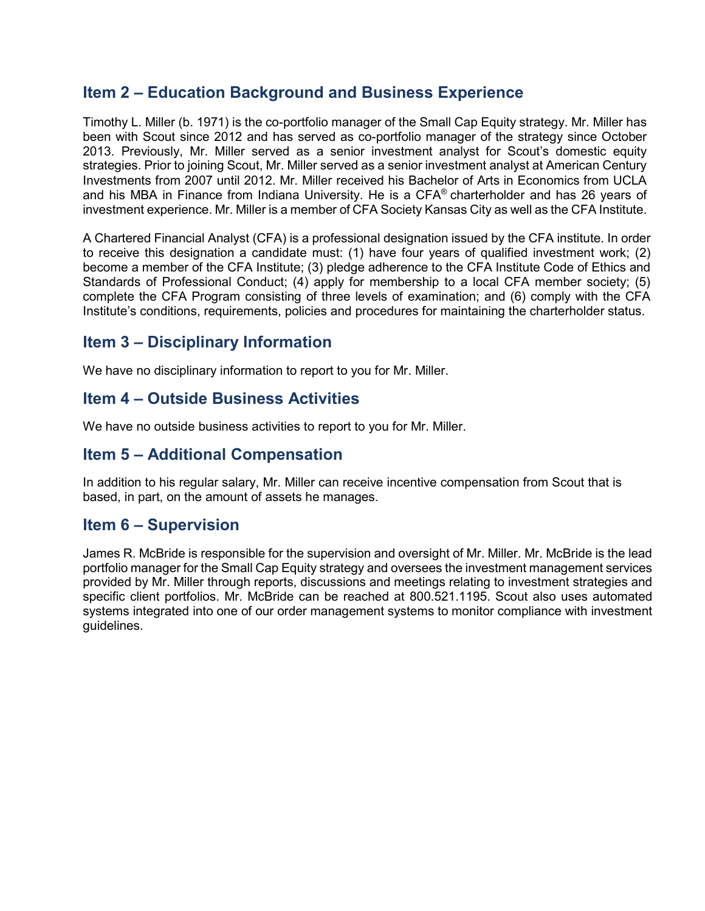## Item 2 – Education Background and Business Experience

Timothy L. Miller (b. 1971) is the co-portfolio manager of the Small Cap Equity strategy. Mr. Miller has been with Scout since 2012 and has served as co-portfolio manager of the strategy since October 2013. Previously, Mr. Miller served as a senior investment analyst for Scout's domestic equity strategies. Prior to joining Scout, Mr. Miller served as a senior investment analyst at American Century Investments from 2007 until 2012. Mr. Miller received his Bachelor of Arts in Economics from UCLA and his MBA in Finance from Indiana University. He is a CFA® charterholder and has 26 years of investment experience. Mr. Miller is a member of CFA Society Kansas City as well as the CFA Institute.

A Chartered Financial Analyst (CFA) is a professional designation issued by the CFA institute. In order to receive this designation a candidate must: (1) have four years of qualified investment work; (2) become a member of the CFA Institute; (3) pledge adherence to the CFA Institute Code of Ethics and Standards of Professional Conduct; (4) apply for membership to a local CFA member society; (5) complete the CFA Program consisting of three levels of examination; and (6) comply with the CFA Institute's conditions, requirements, policies and procedures for maintaining the charterholder status.

## Item 3 – Disciplinary Information

We have no disciplinary information to report to you for Mr. Miller.

## Item 4 – Outside Business Activities

We have no outside business activities to report to you for Mr. Miller.

## Item 5 – Additional Compensation

In addition to his regular salary, Mr. Miller can receive incentive compensation from Scout that is based, in part, on the amount of assets he manages.

## Item 6 – Supervision

James R. McBride is responsible for the supervision and oversight of Mr. Miller. Mr. McBride is the lead portfolio manager for the Small Cap Equity strategy and oversees the investment management services provided by Mr. Miller through reports, discussions and meetings relating to investment strategies and specific client portfolios. Mr. McBride can be reached at 800.521.1195. Scout also uses automated systems integrated into one of our order management systems to monitor compliance with investment guidelines.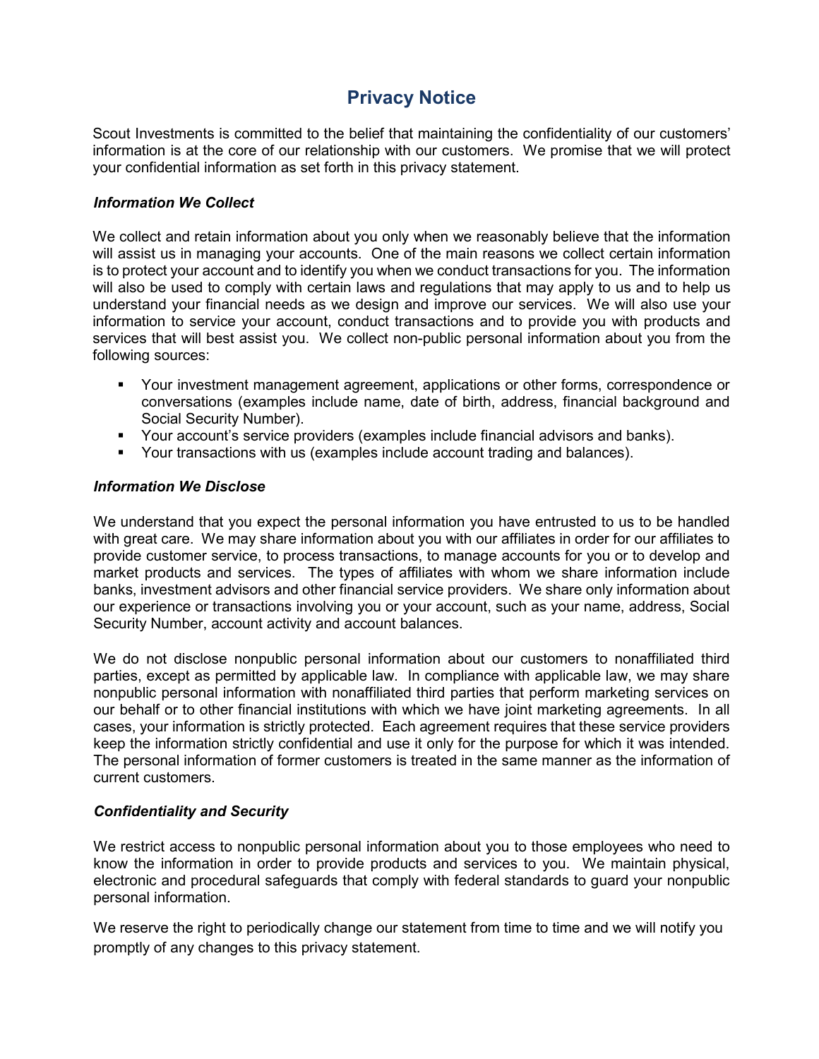# Privacy Notice

Scout Investments is committed to the belief that maintaining the confidentiality of our customers' information is at the core of our relationship with our customers. We promise that we will protect your confidential information as set forth in this privacy statement.

### *Information We Collect*

We collect and retain information about you only when we reasonably believe that the information will assist us in managing your accounts. One of the main reasons we collect certain information is to protect your account and to identify you when we conduct transactions for you. The information will also be used to comply with certain laws and regulations that may apply to us and to help us understand your financial needs as we design and improve our services. We will also use your information to service your account, conduct transactions and to provide you with products and services that will best assist you. We collect non-public personal information about you from the following sources:

- Your investment management agreement, applications or other forms, correspondence or conversations (examples include name, date of birth, address, financial background and Social Security Number).
- Your account's service providers (examples include financial advisors and banks).
- Your transactions with us (examples include account trading and balances).

### *Information We Disclose*

We understand that you expect the personal information you have entrusted to us to be handled with great care. We may share information about you with our affiliates in order for our affiliates to provide customer service, to process transactions, to manage accounts for you or to develop and market products and services. The types of affiliates with whom we share information include banks, investment advisors and other financial service providers. We share only information about our experience or transactions involving you or your account, such as your name, address, Social Security Number, account activity and account balances.

We do not disclose nonpublic personal information about our customers to nonaffiliated third parties, except as permitted by applicable law. In compliance with applicable law, we may share nonpublic personal information with nonaffiliated third parties that perform marketing services on our behalf or to other financial institutions with which we have joint marketing agreements. In all cases, your information is strictly protected. Each agreement requires that these service providers keep the information strictly confidential and use it only for the purpose for which it was intended. The personal information of former customers is treated in the same manner as the information of current customers.

### *Confidentiality and Security*

We restrict access to nonpublic personal information about you to those employees who need to know the information in order to provide products and services to you. We maintain physical, electronic and procedural safeguards that comply with federal standards to guard your nonpublic personal information.

We reserve the right to periodically change our statement from time to time and we will notify you promptly of any changes to this privacy statement.